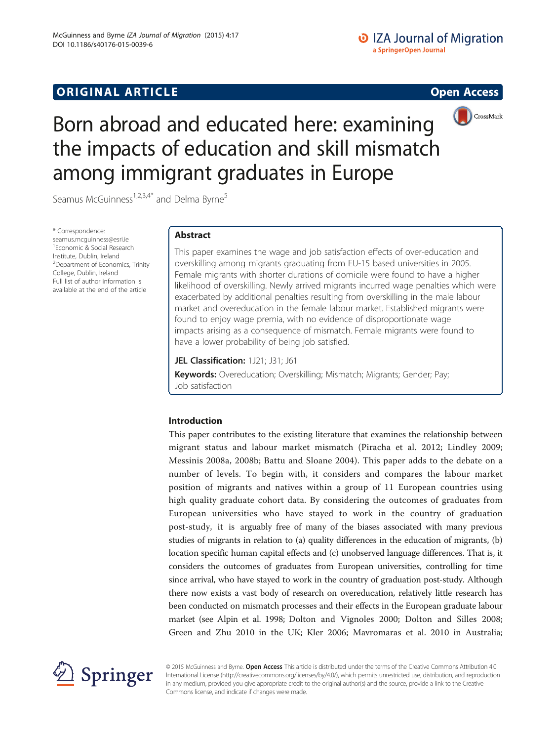ORIGINAL ARTICLE

Open Access

# Born abroad and educated here: examining the impacts of education and skill mismatch among immigrant graduates in Europe

Seamus McGuinness[1,2,3,4*] and Delma Byrne[5]

\* Correspondence: seamus.mcguinness@esri.ie
[1]Economic & Social Research Institute, Dublin, Ireland
[2]Department of Economics, Trinity College, Dublin, Ireland
Full list of author information is available at the end of the article

## Abstract

This paper examines the wage and job satisfaction effects of over-education and overskilling among migrants graduating from EU-15 based universities in 2005. Female migrants with shorter durations of domicile were found to have a higher likelihood of overskilling. Newly arrived migrants incurred wage penalties which were exacerbated by additional penalties resulting from overskilling in the male labour market and overeducation in the female labour market. Established migrants were found to enjoy wage premia, with no evidence of disproportionate wage impacts arising as a consequence of mismatch. Female migrants were found to have a lower probability of being job satisfied.

**JEL Classification:** 1J21; J31; J61

**Keywords:** Overeducation; Overskilling; Mismatch; Migrants; Gender; Pay; Job satisfaction

## Introduction

This paper contributes to the existing literature that examines the relationship between migrant status and labour market mismatch (Piracha et al. 2012; Lindley 2009; Messinis 2008a, 2008b; Battu and Sloane 2004). This paper adds to the debate on a number of levels. To begin with, it considers and compares the labour market position of migrants and natives within a group of 11 European countries using high quality graduate cohort data. By considering the outcomes of graduates from European universities who have stayed to work in the country of graduation post-study, it is arguably free of many of the biases associated with many previous studies of migrants in relation to (a) quality differences in the education of migrants, (b) location specific human capital effects and (c) unobserved language differences. That is, it considers the outcomes of graduates from European universities, controlling for time since arrival, who have stayed to work in the country of graduation post-study. Although there now exists a vast body of research on overeducation, relatively little research has been conducted on mismatch processes and their effects in the European graduate labour market (see Alpin et al. 1998; Dolton and Vignoles 2000; Dolton and Silles 2008; Green and Zhu 2010 in the UK; Kler 2006; Mavromaras et al. 2010 in Australia;

© 2015 McGuinness and Byrne. **Open Access** This article is distributed under the terms of the Creative Commons Attribution 4.0 International License (http://creativecommons.org/licenses/by/4.0/), which permits unrestricted use, distribution, and reproduction in any medium, provided you give appropriate credit to the original author(s) and the source, provide a link to the Creative Commons license, and indicate if changes were made.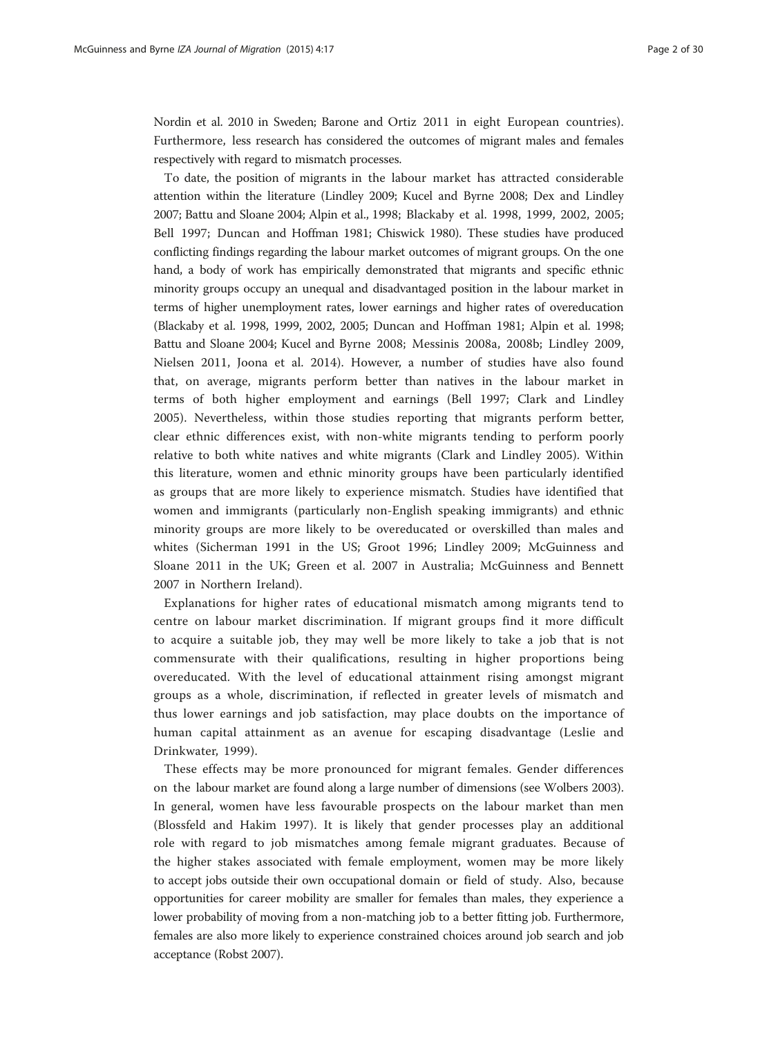Nordin et al. 2010 in Sweden; Barone and Ortiz 2011 in eight European countries). Furthermore, less research has considered the outcomes of migrant males and females respectively with regard to mismatch processes.

To date, the position of migrants in the labour market has attracted considerable attention within the literature (Lindley 2009; Kucel and Byrne 2008; Dex and Lindley 2007; Battu and Sloane 2004; Alpin et al., 1998; Blackaby et al. 1998, 1999, 2002, 2005; Bell 1997; Duncan and Hoffman 1981; Chiswick 1980). These studies have produced conflicting findings regarding the labour market outcomes of migrant groups. On the one hand, a body of work has empirically demonstrated that migrants and specific ethnic minority groups occupy an unequal and disadvantaged position in the labour market in terms of higher unemployment rates, lower earnings and higher rates of overeducation (Blackaby et al. 1998, 1999, 2002, 2005; Duncan and Hoffman 1981; Alpin et al. 1998; Battu and Sloane 2004; Kucel and Byrne 2008; Messinis 2008a, 2008b; Lindley 2009, Nielsen 2011, Joona et al. 2014). However, a number of studies have also found that, on average, migrants perform better than natives in the labour market in terms of both higher employment and earnings (Bell 1997; Clark and Lindley 2005). Nevertheless, within those studies reporting that migrants perform better, clear ethnic differences exist, with non-white migrants tending to perform poorly relative to both white natives and white migrants (Clark and Lindley 2005). Within this literature, women and ethnic minority groups have been particularly identified as groups that are more likely to experience mismatch. Studies have identified that women and immigrants (particularly non-English speaking immigrants) and ethnic minority groups are more likely to be overeducated or overskilled than males and whites (Sicherman 1991 in the US; Groot 1996; Lindley 2009; McGuinness and Sloane 2011 in the UK; Green et al. 2007 in Australia; McGuinness and Bennett 2007 in Northern Ireland).

Explanations for higher rates of educational mismatch among migrants tend to centre on labour market discrimination. If migrant groups find it more difficult to acquire a suitable job, they may well be more likely to take a job that is not commensurate with their qualifications, resulting in higher proportions being overeducated. With the level of educational attainment rising amongst migrant groups as a whole, discrimination, if reflected in greater levels of mismatch and thus lower earnings and job satisfaction, may place doubts on the importance of human capital attainment as an avenue for escaping disadvantage (Leslie and Drinkwater, 1999).

These effects may be more pronounced for migrant females. Gender differences on the labour market are found along a large number of dimensions (see Wolbers 2003). In general, women have less favourable prospects on the labour market than men (Blossfeld and Hakim 1997). It is likely that gender processes play an additional role with regard to job mismatches among female migrant graduates. Because of the higher stakes associated with female employment, women may be more likely to accept jobs outside their own occupational domain or field of study. Also, because opportunities for career mobility are smaller for females than males, they experience a lower probability of moving from a non-matching job to a better fitting job. Furthermore, females are also more likely to experience constrained choices around job search and job acceptance (Robst 2007).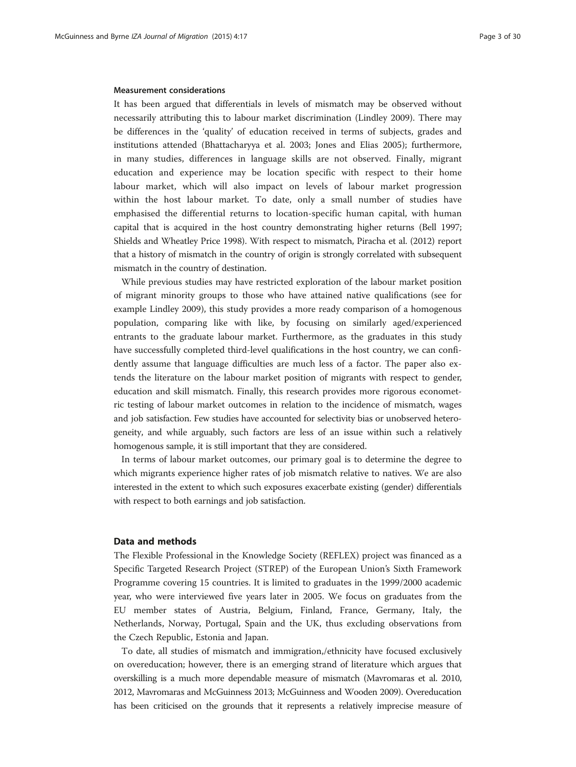### Measurement considerations

It has been argued that differentials in levels of mismatch may be observed without necessarily attributing this to labour market discrimination (Lindley 2009). There may be differences in the 'quality' of education received in terms of subjects, grades and institutions attended (Bhattacharyya et al. 2003; Jones and Elias 2005); furthermore, in many studies, differences in language skills are not observed. Finally, migrant education and experience may be location specific with respect to their home labour market, which will also impact on levels of labour market progression within the host labour market. To date, only a small number of studies have emphasised the differential returns to location-specific human capital, with human capital that is acquired in the host country demonstrating higher returns (Bell 1997; Shields and Wheatley Price 1998). With respect to mismatch, Piracha et al. (2012) report that a history of mismatch in the country of origin is strongly correlated with subsequent mismatch in the country of destination.

While previous studies may have restricted exploration of the labour market position of migrant minority groups to those who have attained native qualifications (see for example Lindley 2009), this study provides a more ready comparison of a homogenous population, comparing like with like, by focusing on similarly aged/experienced entrants to the graduate labour market. Furthermore, as the graduates in this study have successfully completed third-level qualifications in the host country, we can confidently assume that language difficulties are much less of a factor. The paper also extends the literature on the labour market position of migrants with respect to gender, education and skill mismatch. Finally, this research provides more rigorous econometric testing of labour market outcomes in relation to the incidence of mismatch, wages and job satisfaction. Few studies have accounted for selectivity bias or unobserved heterogeneity, and while arguably, such factors are less of an issue within such a relatively homogenous sample, it is still important that they are considered.

In terms of labour market outcomes, our primary goal is to determine the degree to which migrants experience higher rates of job mismatch relative to natives. We are also interested in the extent to which such exposures exacerbate existing (gender) differentials with respect to both earnings and job satisfaction.

## Data and methods

The Flexible Professional in the Knowledge Society (REFLEX) project was financed as a Specific Targeted Research Project (STREP) of the European Union's Sixth Framework Programme covering 15 countries. It is limited to graduates in the 1999/2000 academic year, who were interviewed five years later in 2005. We focus on graduates from the EU member states of Austria, Belgium, Finland, France, Germany, Italy, the Netherlands, Norway, Portugal, Spain and the UK, thus excluding observations from the Czech Republic, Estonia and Japan.

To date, all studies of mismatch and immigration,/ethnicity have focused exclusively on overeducation; however, there is an emerging strand of literature which argues that overskilling is a much more dependable measure of mismatch (Mavromaras et al. 2010, 2012, Mavromaras and McGuinness 2013; McGuinness and Wooden 2009). Overeducation has been criticised on the grounds that it represents a relatively imprecise measure of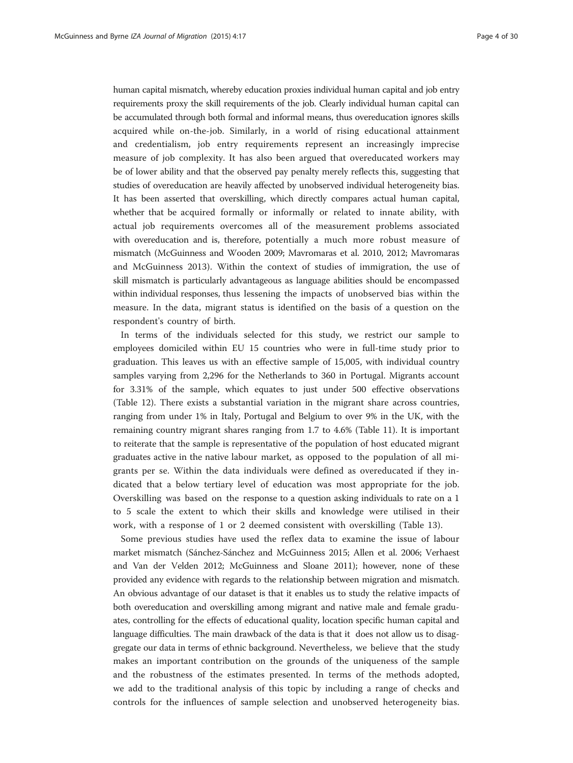human capital mismatch, whereby education proxies individual human capital and job entry requirements proxy the skill requirements of the job. Clearly individual human capital can be accumulated through both formal and informal means, thus overeducation ignores skills acquired while on-the-job. Similarly, in a world of rising educational attainment and credentialism, job entry requirements represent an increasingly imprecise measure of job complexity. It has also been argued that overeducated workers may be of lower ability and that the observed pay penalty merely reflects this, suggesting that studies of overeducation are heavily affected by unobserved individual heterogeneity bias. It has been asserted that overskilling, which directly compares actual human capital, whether that be acquired formally or informally or related to innate ability, with actual job requirements overcomes all of the measurement problems associated with overeducation and is, therefore, potentially a much more robust measure of mismatch (McGuinness and Wooden 2009; Mavromaras et al. 2010, 2012; Mavromaras and McGuinness 2013). Within the context of studies of immigration, the use of skill mismatch is particularly advantageous as language abilities should be encompassed within individual responses, thus lessening the impacts of unobserved bias within the measure. In the data, migrant status is identified on the basis of a question on the respondent's country of birth.

In terms of the individuals selected for this study, we restrict our sample to employees domiciled within EU 15 countries who were in full-time study prior to graduation. This leaves us with an effective sample of 15,005, with individual country samples varying from 2,296 for the Netherlands to 360 in Portugal. Migrants account for 3.31% of the sample, which equates to just under 500 effective observations (Table 12). There exists a substantial variation in the migrant share across countries, ranging from under 1% in Italy, Portugal and Belgium to over 9% in the UK, with the remaining country migrant shares ranging from 1.7 to 4.6% (Table 11). It is important to reiterate that the sample is representative of the population of host educated migrant graduates active in the native labour market, as opposed to the population of all migrants per se. Within the data individuals were defined as overeducated if they indicated that a below tertiary level of education was most appropriate for the job. Overskilling was based on the response to a question asking individuals to rate on a 1 to 5 scale the extent to which their skills and knowledge were utilised in their work, with a response of 1 or 2 deemed consistent with overskilling (Table 13).

Some previous studies have used the reflex data to examine the issue of labour market mismatch (Sánchez-Sánchez and McGuinness 2015; Allen et al. 2006; Verhaest and Van der Velden 2012; McGuinness and Sloane 2011); however, none of these provided any evidence with regards to the relationship between migration and mismatch. An obvious advantage of our dataset is that it enables us to study the relative impacts of both overeducation and overskilling among migrant and native male and female graduates, controlling for the effects of educational quality, location specific human capital and language difficulties. The main drawback of the data is that it does not allow us to disaggregate our data in terms of ethnic background. Nevertheless, we believe that the study makes an important contribution on the grounds of the uniqueness of the sample and the robustness of the estimates presented. In terms of the methods adopted, we add to the traditional analysis of this topic by including a range of checks and controls for the influences of sample selection and unobserved heterogeneity bias.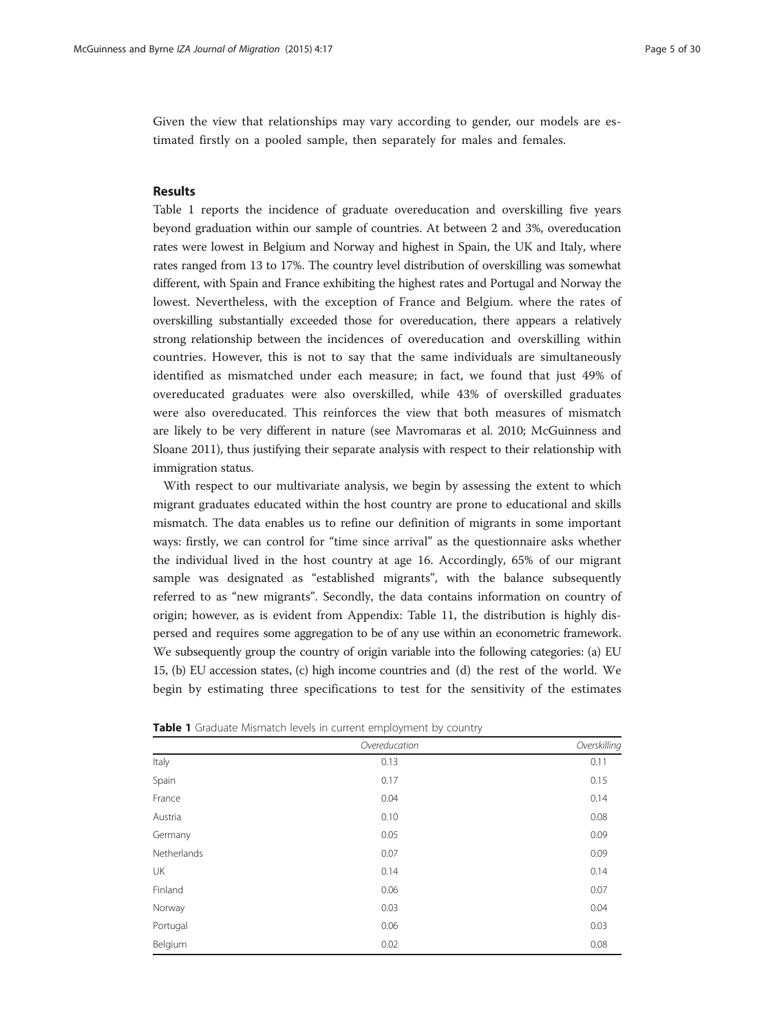Given the view that relationships may vary according to gender, our models are estimated firstly on a pooled sample, then separately for males and females.

## Results

Table 1 reports the incidence of graduate overeducation and overskilling five years beyond graduation within our sample of countries. At between 2 and 3%, overeducation rates were lowest in Belgium and Norway and highest in Spain, the UK and Italy, where rates ranged from 13 to 17%. The country level distribution of overskilling was somewhat different, with Spain and France exhibiting the highest rates and Portugal and Norway the lowest. Nevertheless, with the exception of France and Belgium. where the rates of overskilling substantially exceeded those for overeducation, there appears a relatively strong relationship between the incidences of overeducation and overskilling within countries. However, this is not to say that the same individuals are simultaneously identified as mismatched under each measure; in fact, we found that just 49% of overeducated graduates were also overskilled, while 43% of overskilled graduates were also overeducated. This reinforces the view that both measures of mismatch are likely to be very different in nature (see Mavromaras et al. 2010; McGuinness and Sloane 2011), thus justifying their separate analysis with respect to their relationship with immigration status.

With respect to our multivariate analysis, we begin by assessing the extent to which migrant graduates educated within the host country are prone to educational and skills mismatch. The data enables us to refine our definition of migrants in some important ways: firstly, we can control for "time since arrival" as the questionnaire asks whether the individual lived in the host country at age 16. Accordingly, 65% of our migrant sample was designated as "established migrants", with the balance subsequently referred to as "new migrants". Secondly, the data contains information on country of origin; however, as is evident from Appendix: Table 11, the distribution is highly dispersed and requires some aggregation to be of any use within an econometric framework. We subsequently group the country of origin variable into the following categories: (a) EU 15, (b) EU accession states, (c) high income countries and (d) the rest of the world. We begin by estimating three specifications to test for the sensitivity of the estimates

**Table 1** Graduate Mismatch levels in current employment by country

| | *Overeducation* | *Overskilling* |
|---|---|---|
| Italy | 0.13 | 0.11 |
| Spain | 0.17 | 0.15 |
| France | 0.04 | 0.14 |
| Austria | 0.10 | 0.08 |
| Germany | 0.05 | 0.09 |
| Netherlands | 0.07 | 0.09 |
| UK | 0.14 | 0.14 |
| Finland | 0.06 | 0.07 |
| Norway | 0.03 | 0.04 |
| Portugal | 0.06 | 0.03 |
| Belgium | 0.02 | 0.08 |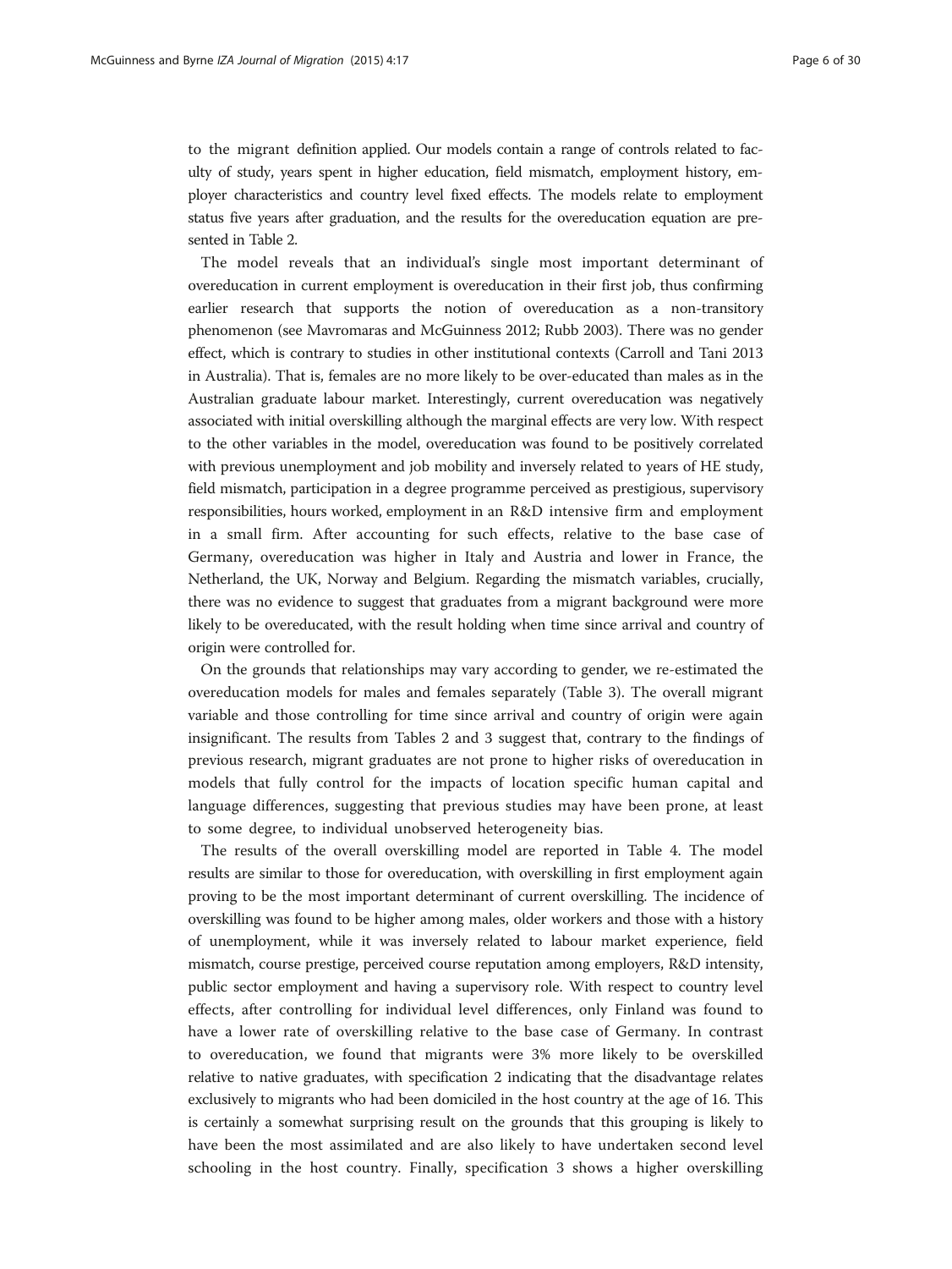to the migrant definition applied. Our models contain a range of controls related to faculty of study, years spent in higher education, field mismatch, employment history, employer characteristics and country level fixed effects. The models relate to employment status five years after graduation, and the results for the overeducation equation are presented in Table 2.

The model reveals that an individual's single most important determinant of overeducation in current employment is overeducation in their first job, thus confirming earlier research that supports the notion of overeducation as a non-transitory phenomenon (see Mavromaras and McGuinness 2012; Rubb 2003). There was no gender effect, which is contrary to studies in other institutional contexts (Carroll and Tani 2013 in Australia). That is, females are no more likely to be over-educated than males as in the Australian graduate labour market. Interestingly, current overeducation was negatively associated with initial overskilling although the marginal effects are very low. With respect to the other variables in the model, overeducation was found to be positively correlated with previous unemployment and job mobility and inversely related to years of HE study, field mismatch, participation in a degree programme perceived as prestigious, supervisory responsibilities, hours worked, employment in an R&D intensive firm and employment in a small firm. After accounting for such effects, relative to the base case of Germany, overeducation was higher in Italy and Austria and lower in France, the Netherland, the UK, Norway and Belgium. Regarding the mismatch variables, crucially, there was no evidence to suggest that graduates from a migrant background were more likely to be overeducated, with the result holding when time since arrival and country of origin were controlled for.

On the grounds that relationships may vary according to gender, we re-estimated the overeducation models for males and females separately (Table 3). The overall migrant variable and those controlling for time since arrival and country of origin were again insignificant. The results from Tables 2 and 3 suggest that, contrary to the findings of previous research, migrant graduates are not prone to higher risks of overeducation in models that fully control for the impacts of location specific human capital and language differences, suggesting that previous studies may have been prone, at least to some degree, to individual unobserved heterogeneity bias.

The results of the overall overskilling model are reported in Table 4. The model results are similar to those for overeducation, with overskilling in first employment again proving to be the most important determinant of current overskilling. The incidence of overskilling was found to be higher among males, older workers and those with a history of unemployment, while it was inversely related to labour market experience, field mismatch, course prestige, perceived course reputation among employers, R&D intensity, public sector employment and having a supervisory role. With respect to country level effects, after controlling for individual level differences, only Finland was found to have a lower rate of overskilling relative to the base case of Germany. In contrast to overeducation, we found that migrants were 3% more likely to be overskilled relative to native graduates, with specification 2 indicating that the disadvantage relates exclusively to migrants who had been domiciled in the host country at the age of 16. This is certainly a somewhat surprising result on the grounds that this grouping is likely to have been the most assimilated and are also likely to have undertaken second level schooling in the host country. Finally, specification 3 shows a higher overskilling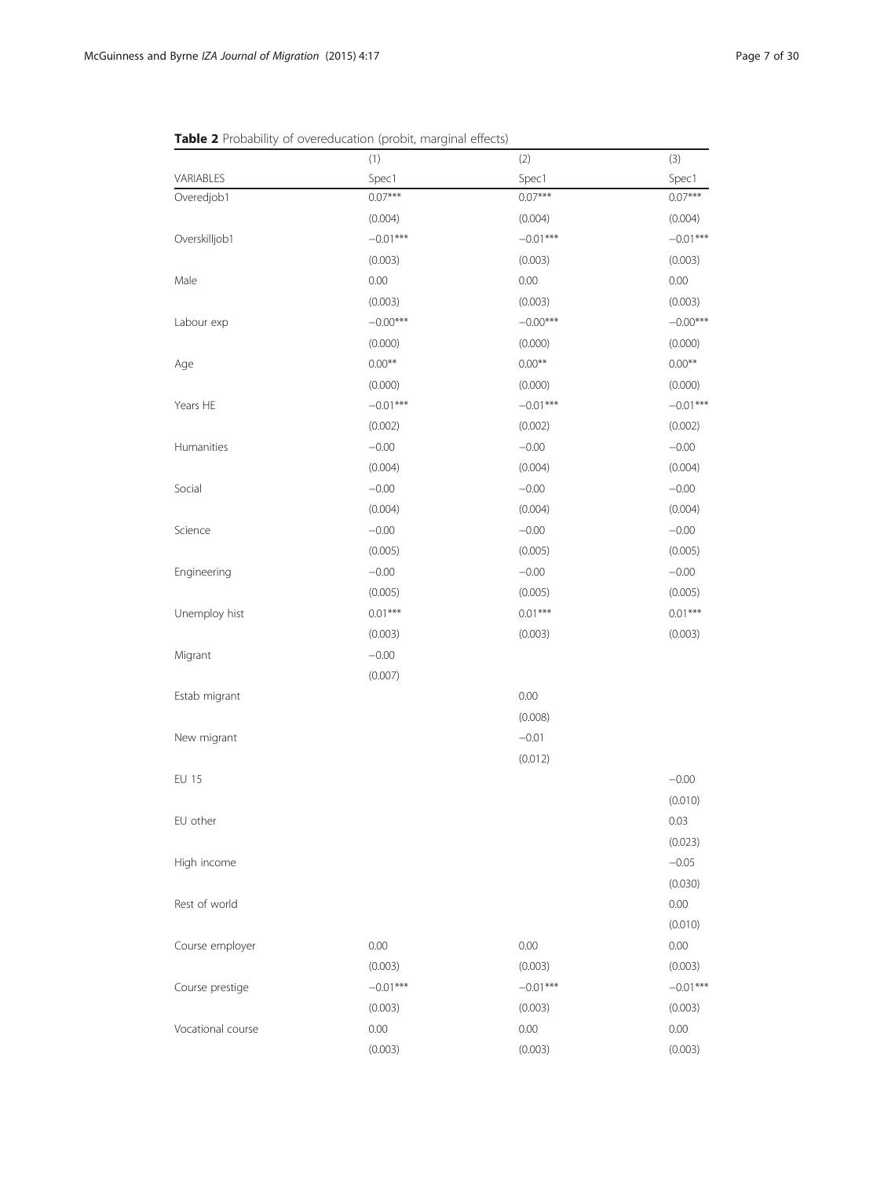**Table 2** Probability of overeducation (probit, marginal effects)

| | (1) | (2) | (3) |
|---|---|---|---|
| VARIABLES | Spec1 | Spec1 | Spec1 |
| Overedjob1 | 0.07*** | 0.07*** | 0.07*** |
| | (0.004) | (0.004) | (0.004) |
| Overskilljob1 | −0.01*** | −0.01*** | −0.01*** |
| | (0.003) | (0.003) | (0.003) |
| Male | 0.00 | 0.00 | 0.00 |
| | (0.003) | (0.003) | (0.003) |
| Labour exp | −0.00*** | −0.00*** | −0.00*** |
| | (0.000) | (0.000) | (0.000) |
| Age | 0.00** | 0.00** | 0.00** |
| | (0.000) | (0.000) | (0.000) |
| Years HE | −0.01*** | −0.01*** | −0.01*** |
| | (0.002) | (0.002) | (0.002) |
| Humanities | −0.00 | −0.00 | −0.00 |
| | (0.004) | (0.004) | (0.004) |
| Social | −0.00 | −0.00 | −0.00 |
| | (0.004) | (0.004) | (0.004) |
| Science | −0.00 | −0.00 | −0.00 |
| | (0.005) | (0.005) | (0.005) |
| Engineering | −0.00 | −0.00 | −0.00 |
| | (0.005) | (0.005) | (0.005) |
| Unemploy hist | 0.01*** | 0.01*** | 0.01*** |
| | (0.003) | (0.003) | (0.003) |
| Migrant | −0.00 | | |
| | (0.007) | | |
| Estab migrant | | 0.00 | |
| | | (0.008) | |
| New migrant | | −0.01 | |
| | | (0.012) | |
| EU 15 | | | −0.00 |
| | | | (0.010) |
| EU other | | | 0.03 |
| | | | (0.023) |
| High income | | | −0.05 |
| | | | (0.030) |
| Rest of world | | | 0.00 |
| | | | (0.010) |
| Course employer | 0.00 | 0.00 | 0.00 |
| | (0.003) | (0.003) | (0.003) |
| Course prestige | −0.01*** | −0.01*** | −0.01*** |
| | (0.003) | (0.003) | (0.003) |
| Vocational course | 0.00 | 0.00 | 0.00 |
| | (0.003) | (0.003) | (0.003) |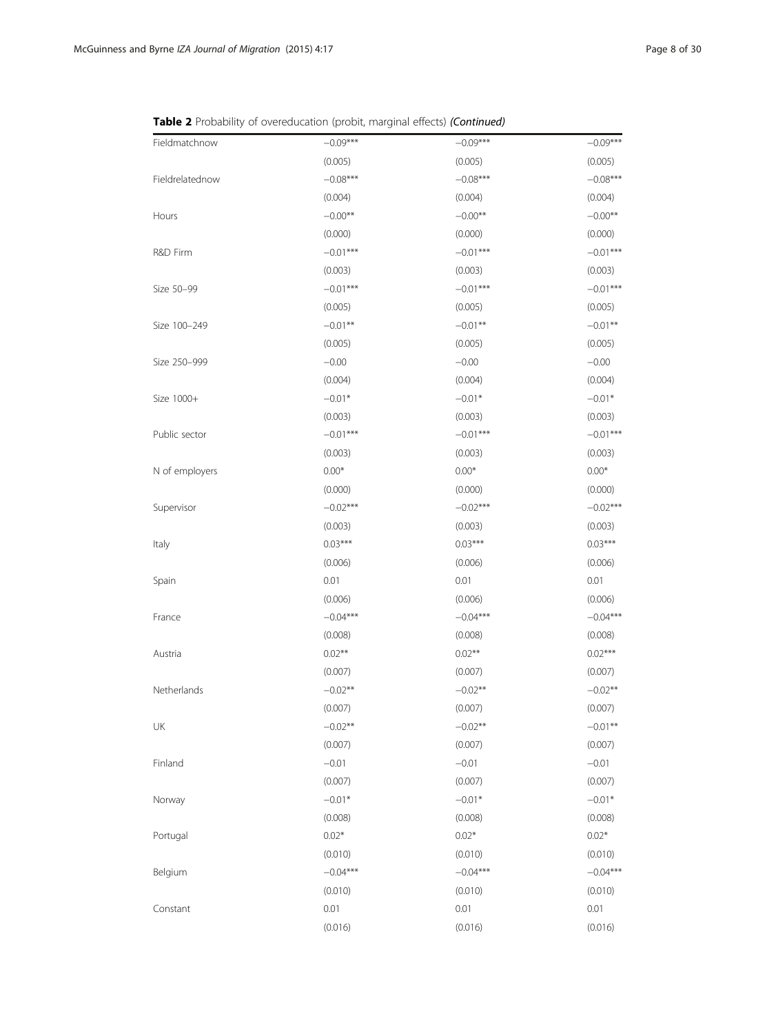**Table 2** Probability of overeducation (probit, marginal effects) *(Continued)*

| | | | |
|---|---|---|---|
| Fieldmatchnow | −0.09*** | −0.09*** | −0.09*** |
| | (0.005) | (0.005) | (0.005) |
| Fieldrelatednow | −0.08*** | −0.08*** | −0.08*** |
| | (0.004) | (0.004) | (0.004) |
| Hours | −0.00** | −0.00** | −0.00** |
| | (0.000) | (0.000) | (0.000) |
| R&D Firm | −0.01*** | −0.01*** | −0.01*** |
| | (0.003) | (0.003) | (0.003) |
| Size 50–99 | −0.01*** | −0.01*** | −0.01*** |
| | (0.005) | (0.005) | (0.005) |
| Size 100–249 | −0.01** | −0.01** | −0.01** |
| | (0.005) | (0.005) | (0.005) |
| Size 250–999 | −0.00 | −0.00 | −0.00 |
| | (0.004) | (0.004) | (0.004) |
| Size 1000+ | −0.01* | −0.01* | −0.01* |
| | (0.003) | (0.003) | (0.003) |
| Public sector | −0.01*** | −0.01*** | −0.01*** |
| | (0.003) | (0.003) | (0.003) |
| N of employers | 0.00* | 0.00* | 0.00* |
| | (0.000) | (0.000) | (0.000) |
| Supervisor | −0.02*** | −0.02*** | −0.02*** |
| | (0.003) | (0.003) | (0.003) |
| Italy | 0.03*** | 0.03*** | 0.03*** |
| | (0.006) | (0.006) | (0.006) |
| Spain | 0.01 | 0.01 | 0.01 |
| | (0.006) | (0.006) | (0.006) |
| France | −0.04*** | −0.04*** | −0.04*** |
| | (0.008) | (0.008) | (0.008) |
| Austria | 0.02** | 0.02** | 0.02*** |
| | (0.007) | (0.007) | (0.007) |
| Netherlands | −0.02** | −0.02** | −0.02** |
| | (0.007) | (0.007) | (0.007) |
| UK | −0.02** | −0.02** | −0.01** |
| | (0.007) | (0.007) | (0.007) |
| Finland | −0.01 | −0.01 | −0.01 |
| | (0.007) | (0.007) | (0.007) |
| Norway | −0.01* | −0.01* | −0.01* |
| | (0.008) | (0.008) | (0.008) |
| Portugal | 0.02* | 0.02* | 0.02* |
| | (0.010) | (0.010) | (0.010) |
| Belgium | −0.04*** | −0.04*** | −0.04*** |
| | (0.010) | (0.010) | (0.010) |
| Constant | 0.01 | 0.01 | 0.01 |
| | (0.016) | (0.016) | (0.016) |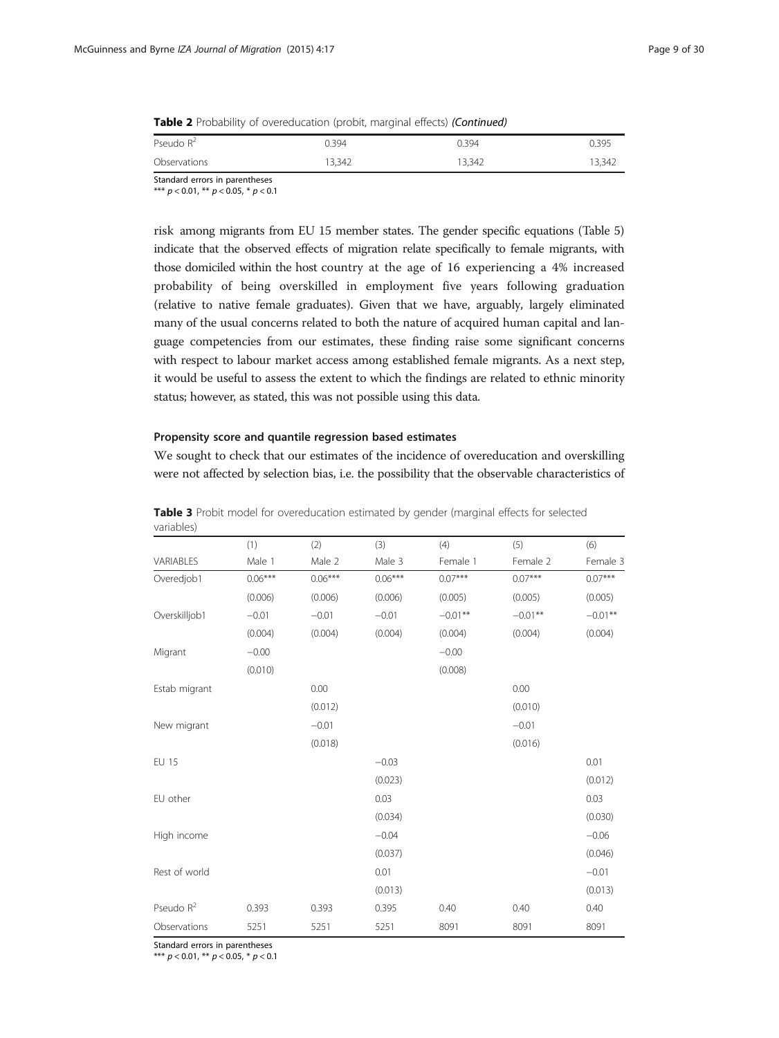**Table 2** Probability of overeducation (probit, marginal effects) *(Continued)*

| | | | |
|---|---|---|---|
| Pseudo $R^2$ | 0.394 | 0.394 | 0.395 |
| Observations | 13,342 | 13,342 | 13,342 |

Standard errors in parentheses
*** $p < 0.01$, ** $p < 0.05$, * $p < 0.1$

risk among migrants from EU 15 member states. The gender specific equations (Table 5) indicate that the observed effects of migration relate specifically to female migrants, with those domiciled within the host country at the age of 16 experiencing a 4% increased probability of being overskilled in employment five years following graduation (relative to native female graduates). Given that we have, arguably, largely eliminated many of the usual concerns related to both the nature of acquired human capital and language competencies from our estimates, these finding raise some significant concerns with respect to labour market access among established female migrants. As a next step, it would be useful to assess the extent to which the findings are related to ethnic minority status; however, as stated, this was not possible using this data.

### Propensity score and quantile regression based estimates

We sought to check that our estimates of the incidence of overeducation and overskilling were not affected by selection bias, i.e. the possibility that the observable characteristics of

**Table 3** Probit model for overeducation estimated by gender (marginal effects for selected variables)

| | (1) | (2) | (3) | (4) | (5) | (6) |
|---|---|---|---|---|---|---|
| VARIABLES | Male 1 | Male 2 | Male 3 | Female 1 | Female 2 | Female 3 |
| Overedjob1 | 0.06*** | 0.06*** | 0.06*** | 0.07*** | 0.07*** | 0.07*** |
| | (0.006) | (0.006) | (0.006) | (0.005) | (0.005) | (0.005) |
| Overskilljob1 | −0.01 | −0.01 | −0.01 | −0.01** | −0.01** | −0.01** |
| | (0.004) | (0.004) | (0.004) | (0.004) | (0.004) | (0.004) |
| Migrant | −0.00 | | | −0.00 | | |
| | (0.010) | | | (0.008) | | |
| Estab migrant | | 0.00 | | | 0.00 | |
| | | (0.012) | | | (0.010) | |
| New migrant | | −0.01 | | | −0.01 | |
| | | (0.018) | | | (0.016) | |
| EU 15 | | | −0.03 | | | 0.01 |
| | | | (0.023) | | | (0.012) |
| EU other | | | 0.03 | | | 0.03 |
| | | | (0.034) | | | (0.030) |
| High income | | | −0.04 | | | −0.06 |
| | | | (0.037) | | | (0.046) |
| Rest of world | | | 0.01 | | | −0.01 |
| | | | (0.013) | | | (0.013) |
| Pseudo $R^2$ | 0.393 | 0.393 | 0.395 | 0.40 | 0.40 | 0.40 |
| Observations | 5251 | 5251 | 5251 | 8091 | 8091 | 8091 |

Standard errors in parentheses
*** $p < 0.01$, ** $p < 0.05$, * $p < 0.1$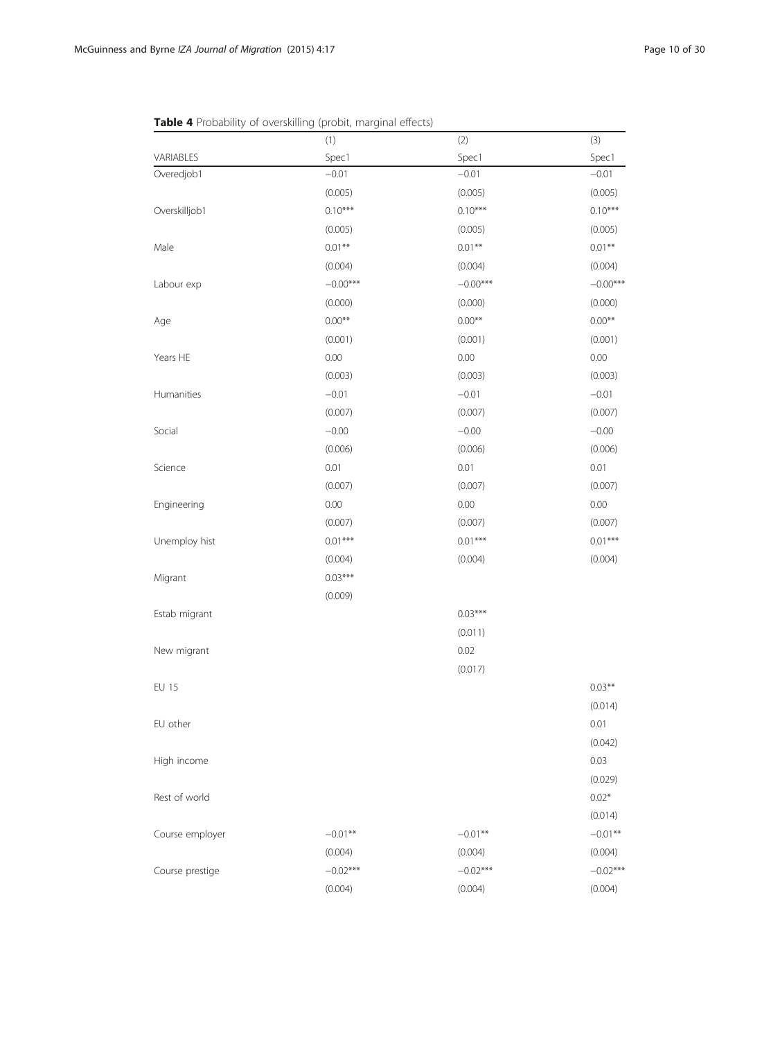**Table 4** Probability of overskilling (probit, marginal effects)

| | (1) | (2) | (3) |
|---|---|---|---|
| VARIABLES | Spec1 | Spec1 | Spec1 |
| Overedjob1 | −0.01 | −0.01 | −0.01 |
| | (0.005) | (0.005) | (0.005) |
| Overskilljob1 | 0.10*** | 0.10*** | 0.10*** |
| | (0.005) | (0.005) | (0.005) |
| Male | 0.01** | 0.01** | 0.01** |
| | (0.004) | (0.004) | (0.004) |
| Labour exp | −0.00*** | −0.00*** | −0.00*** |
| | (0.000) | (0.000) | (0.000) |
| Age | 0.00** | 0.00** | 0.00** |
| | (0.001) | (0.001) | (0.001) |
| Years HE | 0.00 | 0.00 | 0.00 |
| | (0.003) | (0.003) | (0.003) |
| Humanities | −0.01 | −0.01 | −0.01 |
| | (0.007) | (0.007) | (0.007) |
| Social | −0.00 | −0.00 | −0.00 |
| | (0.006) | (0.006) | (0.006) |
| Science | 0.01 | 0.01 | 0.01 |
| | (0.007) | (0.007) | (0.007) |
| Engineering | 0.00 | 0.00 | 0.00 |
| | (0.007) | (0.007) | (0.007) |
| Unemploy hist | 0.01*** | 0.01*** | 0.01*** |
| | (0.004) | (0.004) | (0.004) |
| Migrant | 0.03*** | | |
| | (0.009) | | |
| Estab migrant | | 0.03*** | |
| | | (0.011) | |
| New migrant | | 0.02 | |
| | | (0.017) | |
| EU 15 | | | 0.03** |
| | | | (0.014) |
| EU other | | | 0.01 |
| | | | (0.042) |
| High income | | | 0.03 |
| | | | (0.029) |
| Rest of world | | | 0.02* |
| | | | (0.014) |
| Course employer | −0.01** | −0.01** | −0.01** |
| | (0.004) | (0.004) | (0.004) |
| Course prestige | −0.02*** | −0.02*** | −0.02*** |
| | (0.004) | (0.004) | (0.004) |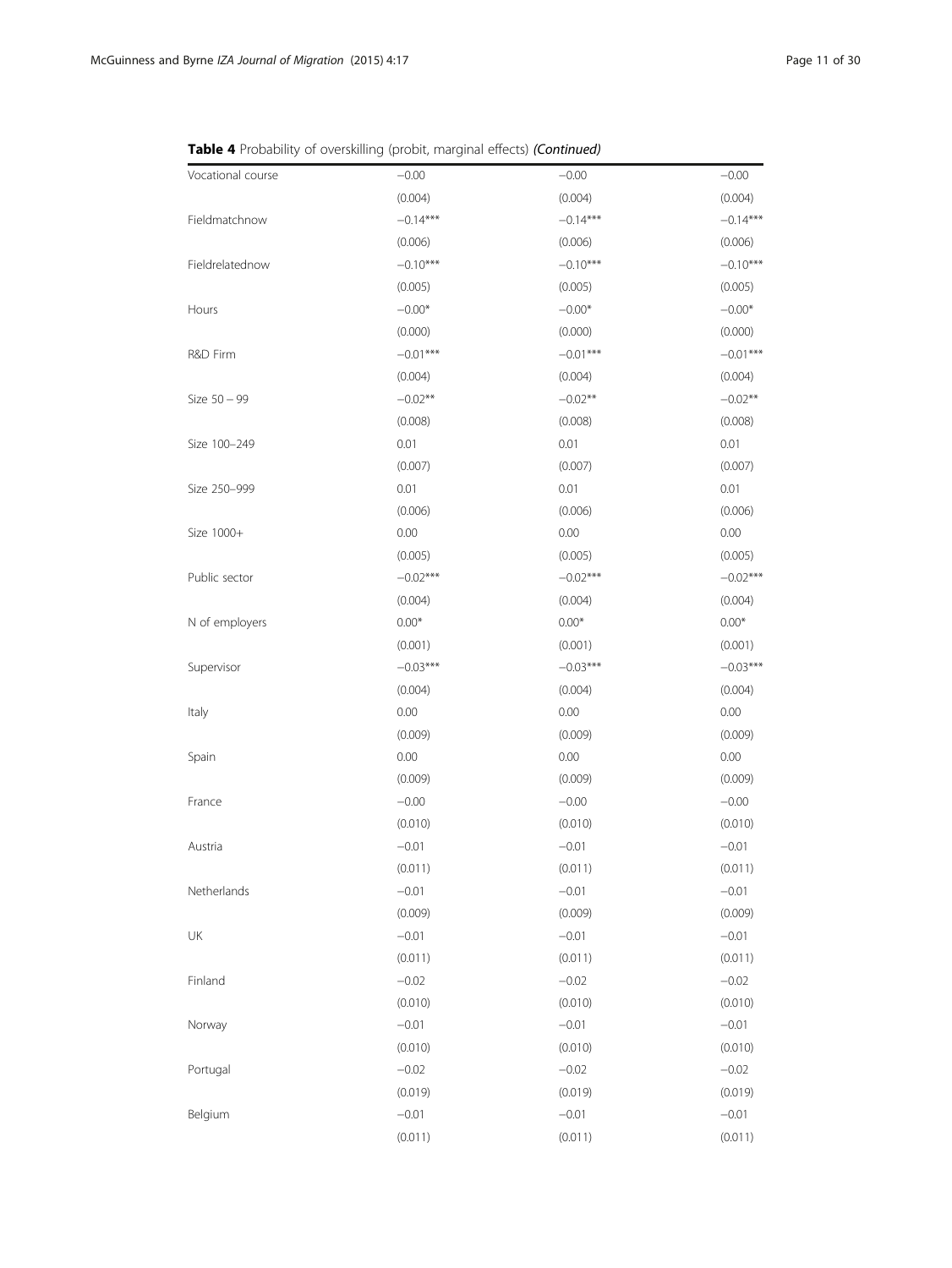**Table 4** Probability of overskilling (probit, marginal effects) *(Continued)*

| | | | |
|---|---|---|---|
| Vocational course | −0.00 | −0.00 | −0.00 |
| | (0.004) | (0.004) | (0.004) |
| Fieldmatchnow | −0.14*** | −0.14*** | −0.14*** |
| | (0.006) | (0.006) | (0.006) |
| Fieldrelatednow | −0.10*** | −0.10*** | −0.10*** |
| | (0.005) | (0.005) | (0.005) |
| Hours | −0.00* | −0.00* | −0.00* |
| | (0.000) | (0.000) | (0.000) |
| R&D Firm | −0.01*** | −0.01*** | −0.01*** |
| | (0.004) | (0.004) | (0.004) |
| Size 50 – 99 | −0.02** | −0.02** | −0.02** |
| | (0.008) | (0.008) | (0.008) |
| Size 100–249 | 0.01 | 0.01 | 0.01 |
| | (0.007) | (0.007) | (0.007) |
| Size 250–999 | 0.01 | 0.01 | 0.01 |
| | (0.006) | (0.006) | (0.006) |
| Size 1000+ | 0.00 | 0.00 | 0.00 |
| | (0.005) | (0.005) | (0.005) |
| Public sector | −0.02*** | −0.02*** | −0.02*** |
| | (0.004) | (0.004) | (0.004) |
| N of employers | 0.00* | 0.00* | 0.00* |
| | (0.001) | (0.001) | (0.001) |
| Supervisor | −0.03*** | −0.03*** | −0.03*** |
| | (0.004) | (0.004) | (0.004) |
| Italy | 0.00 | 0.00 | 0.00 |
| | (0.009) | (0.009) | (0.009) |
| Spain | 0.00 | 0.00 | 0.00 |
| | (0.009) | (0.009) | (0.009) |
| France | −0.00 | −0.00 | −0.00 |
| | (0.010) | (0.010) | (0.010) |
| Austria | −0.01 | −0.01 | −0.01 |
| | (0.011) | (0.011) | (0.011) |
| Netherlands | −0.01 | −0.01 | −0.01 |
| | (0.009) | (0.009) | (0.009) |
| UK | −0.01 | −0.01 | −0.01 |
| | (0.011) | (0.011) | (0.011) |
| Finland | −0.02 | −0.02 | −0.02 |
| | (0.010) | (0.010) | (0.010) |
| Norway | −0.01 | −0.01 | −0.01 |
| | (0.010) | (0.010) | (0.010) |
| Portugal | −0.02 | −0.02 | −0.02 |
| | (0.019) | (0.019) | (0.019) |
| Belgium | −0.01 | −0.01 | −0.01 |
| | (0.011) | (0.011) | (0.011) |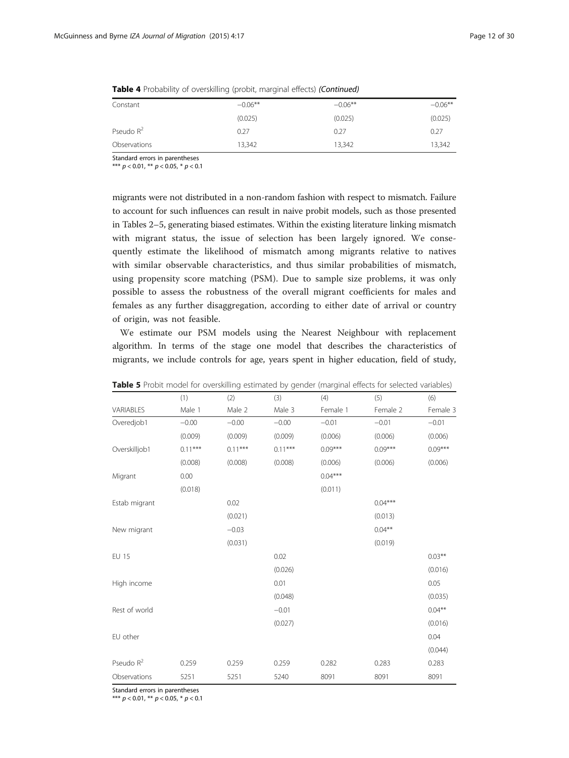**Table 4** Probability of overskilling (probit, marginal effects) *(Continued)*

| | | | |
|---|---|---|---|
| Constant | −0.06** | −0.06** | −0.06** |
| | (0.025) | (0.025) | (0.025) |
| Pseudo $R^2$ | 0.27 | 0.27 | 0.27 |
| Observations | 13,342 | 13,342 | 13,342 |

Standard errors in parentheses
*** $p < 0.01$, ** $p < 0.05$, * $p < 0.1$

migrants were not distributed in a non-random fashion with respect to mismatch. Failure to account for such influences can result in naive probit models, such as those presented in Tables 2–5, generating biased estimates. Within the existing literature linking mismatch with migrant status, the issue of selection has been largely ignored. We consequently estimate the likelihood of mismatch among migrants relative to natives with similar observable characteristics, and thus similar probabilities of mismatch, using propensity score matching (PSM). Due to sample size problems, it was only possible to assess the robustness of the overall migrant coefficients for males and females as any further disaggregation, according to either date of arrival or country of origin, was not feasible.

We estimate our PSM models using the Nearest Neighbour with replacement algorithm. In terms of the stage one model that describes the characteristics of migrants, we include controls for age, years spent in higher education, field of study,

**Table 5** Probit model for overskilling estimated by gender (marginal effects for selected variables)

| | (1) | (2) | (3) | (4) | (5) | (6) |
|---|---|---|---|---|---|---|
| VARIABLES | Male 1 | Male 2 | Male 3 | Female 1 | Female 2 | Female 3 |
| Overedjob1 | −0.00 | −0.00 | −0.00 | −0.01 | −0.01 | −0.01 |
| | (0.009) | (0.009) | (0.009) | (0.006) | (0.006) | (0.006) |
| Overskilljob1 | 0.11*** | 0.11*** | 0.11*** | 0.09*** | 0.09*** | 0.09*** |
| | (0.008) | (0.008) | (0.008) | (0.006) | (0.006) | (0.006) |
| Migrant | 0.00 | | | 0.04*** | | |
| | (0.018) | | | (0.011) | | |
| Estab migrant | | 0.02 | | | 0.04*** | |
| | | (0.021) | | | (0.013) | |
| New migrant | | −0.03 | | | 0.04** | |
| | | (0.031) | | | (0.019) | |
| EU 15 | | | 0.02 | | | 0.03** |
| | | | (0.026) | | | (0.016) |
| High income | | | 0.01 | | | 0.05 |
| | | | (0.048) | | | (0.035) |
| Rest of world | | | −0.01 | | | 0.04** |
| | | | (0.027) | | | (0.016) |
| EU other | | | | | | 0.04 |
| | | | | | | (0.044) |
| Pseudo $R^2$ | 0.259 | 0.259 | 0.259 | 0.282 | 0.283 | 0.283 |
| Observations | 5251 | 5251 | 5240 | 8091 | 8091 | 8091 |

Standard errors in parentheses
*** $p < 0.01$, ** $p < 0.05$, * $p < 0.1$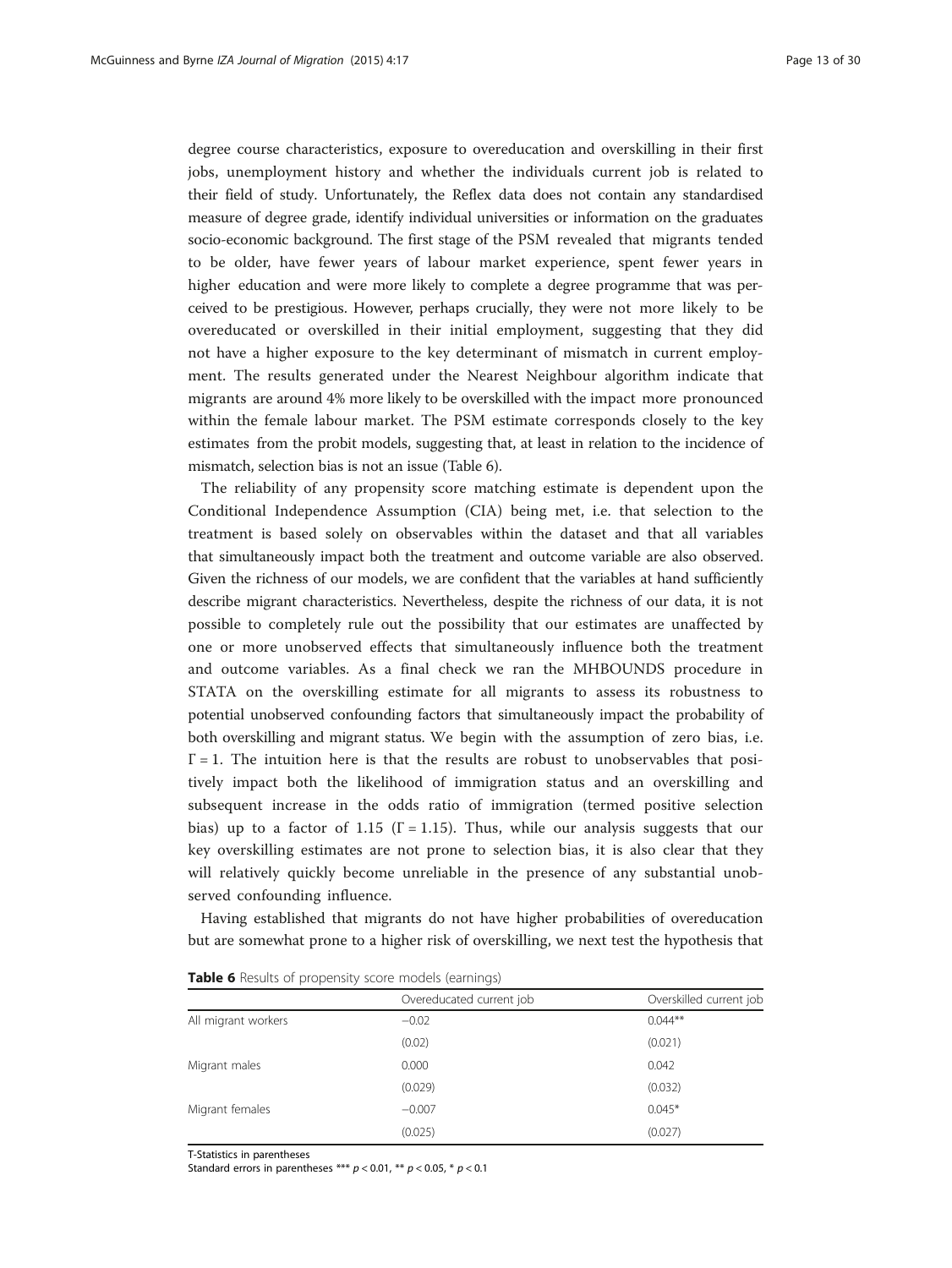degree course characteristics, exposure to overeducation and overskilling in their first jobs, unemployment history and whether the individuals current job is related to their field of study. Unfortunately, the Reflex data does not contain any standardised measure of degree grade, identify individual universities or information on the graduates socio-economic background. The first stage of the PSM revealed that migrants tended to be older, have fewer years of labour market experience, spent fewer years in higher education and were more likely to complete a degree programme that was perceived to be prestigious. However, perhaps crucially, they were not more likely to be overeducated or overskilled in their initial employment, suggesting that they did not have a higher exposure to the key determinant of mismatch in current employment. The results generated under the Nearest Neighbour algorithm indicate that migrants are around 4% more likely to be overskilled with the impact more pronounced within the female labour market. The PSM estimate corresponds closely to the key estimates from the probit models, suggesting that, at least in relation to the incidence of mismatch, selection bias is not an issue (Table 6).

The reliability of any propensity score matching estimate is dependent upon the Conditional Independence Assumption (CIA) being met, i.e. that selection to the treatment is based solely on observables within the dataset and that all variables that simultaneously impact both the treatment and outcome variable are also observed. Given the richness of our models, we are confident that the variables at hand sufficiently describe migrant characteristics. Nevertheless, despite the richness of our data, it is not possible to completely rule out the possibility that our estimates are unaffected by one or more unobserved effects that simultaneously influence both the treatment and outcome variables. As a final check we ran the MHBOUNDS procedure in STATA on the overskilling estimate for all migrants to assess its robustness to potential unobserved confounding factors that simultaneously impact the probability of both overskilling and migrant status. We begin with the assumption of zero bias, i.e. $\Gamma = 1$. The intuition here is that the results are robust to unobservables that positively impact both the likelihood of immigration status and an overskilling and subsequent increase in the odds ratio of immigration (termed positive selection bias) up to a factor of 1.15 ($\Gamma = 1.15$). Thus, while our analysis suggests that our key overskilling estimates are not prone to selection bias, it is also clear that they will relatively quickly become unreliable in the presence of any substantial unobserved confounding influence.

Having established that migrants do not have higher probabilities of overeducation but are somewhat prone to a higher risk of overskilling, we next test the hypothesis that

**Table 6** Results of propensity score models (earnings)

| | Overeducated current job | Overskilled current job |
|---|---|---|
| All migrant workers | −0.02 | 0.044** |
| | (0.02) | (0.021) |
| Migrant males | 0.000 | 0.042 |
| | (0.029) | (0.032) |
| Migrant females | −0.007 | 0.045* |
| | (0.025) | (0.027) |

T-Statistics in parentheses
Standard errors in parentheses *** $p < 0.01$, ** $p < 0.05$, * $p < 0.1$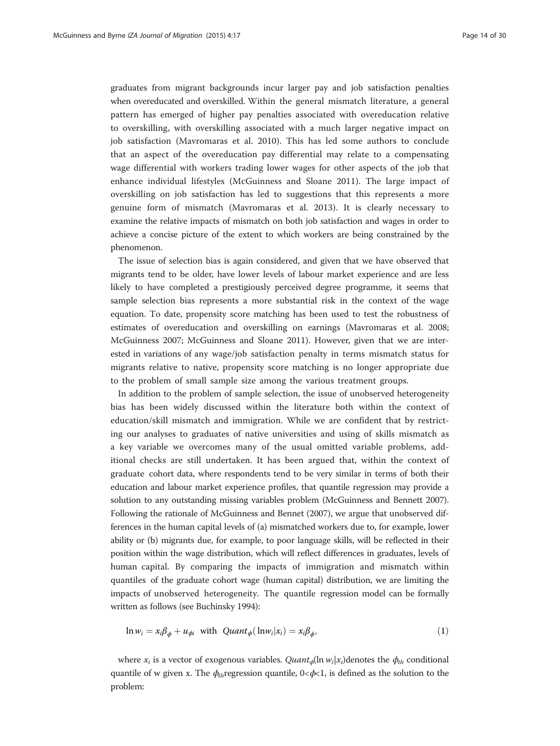graduates from migrant backgrounds incur larger pay and job satisfaction penalties when overeducated and overskilled. Within the general mismatch literature, a general pattern has emerged of higher pay penalties associated with overeducation relative to overskilling, with overskilling associated with a much larger negative impact on job satisfaction (Mavromaras et al. 2010). This has led some authors to conclude that an aspect of the overeducation pay differential may relate to a compensating wage differential with workers trading lower wages for other aspects of the job that enhance individual lifestyles (McGuinness and Sloane 2011). The large impact of overskilling on job satisfaction has led to suggestions that this represents a more genuine form of mismatch (Mavromaras et al. 2013). It is clearly necessary to examine the relative impacts of mismatch on both job satisfaction and wages in order to achieve a concise picture of the extent to which workers are being constrained by the phenomenon.

The issue of selection bias is again considered, and given that we have observed that migrants tend to be older, have lower levels of labour market experience and are less likely to have completed a prestigiously perceived degree programme, it seems that sample selection bias represents a more substantial risk in the context of the wage equation. To date, propensity score matching has been used to test the robustness of estimates of overeducation and overskilling on earnings (Mavromaras et al. 2008; McGuinness 2007; McGuinness and Sloane 2011). However, given that we are interested in variations of any wage/job satisfaction penalty in terms mismatch status for migrants relative to native, propensity score matching is no longer appropriate due to the problem of small sample size among the various treatment groups.

In addition to the problem of sample selection, the issue of unobserved heterogeneity bias has been widely discussed within the literature both within the context of education/skill mismatch and immigration. While we are confident that by restricting our analyses to graduates of native universities and using of skills mismatch as a key variable we overcomes many of the usual omitted variable problems, additional checks are still undertaken. It has been argued that, within the context of graduate cohort data, where respondents tend to be very similar in terms of both their education and labour market experience profiles, that quantile regression may provide a solution to any outstanding missing variables problem (McGuinness and Bennett 2007). Following the rationale of McGuinness and Bennet (2007), we argue that unobserved differences in the human capital levels of (a) mismatched workers due to, for example, lower ability or (b) migrants due, for example, to poor language skills, will be reflected in their position within the wage distribution, which will reflect differences in graduates, levels of human capital. By comparing the impacts of immigration and mismatch within quantiles of the graduate cohort wage (human capital) distribution, we are limiting the impacts of unobserved heterogeneity. The quantile regression model can be formally written as follows (see Buchinsky 1994):

$$\ln w_i = x_i\beta_\phi + u_{\phi i} \quad \text{with} \quad Quant_\phi(\ln w_i|x_i) = x_i\beta_\phi, \tag{1}$$

where $x_i$ is a vector of exogenous variables. $Quant_\phi(\ln w_i|x_i)$denotes the $\phi_{th}$ conditional quantile of w given x. The $\phi_{th}$regression quantile, $0<\phi<1$, is defined as the solution to the problem: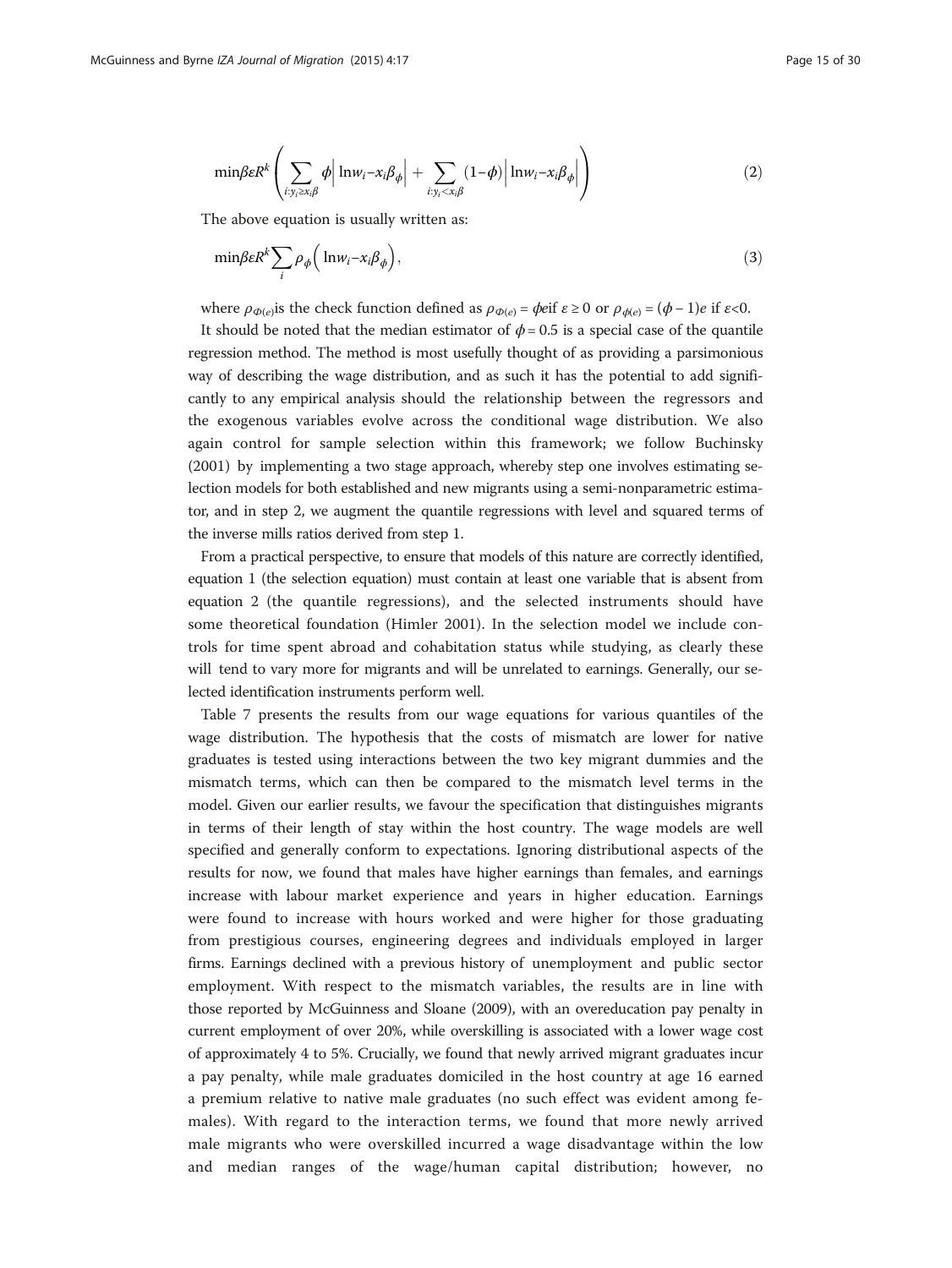$$\min \beta \varepsilon R^k \left( \sum_{i:y_i \geq x_i\beta} \phi \left| \ln w_i - x_i\beta_\phi \right| + \sum_{i:y_i < x_i\beta} (1-\phi) \left| \ln w_i - x_i\beta_\phi \right| \right) \tag{2}$$

The above equation is usually written as:

$$\min \beta \varepsilon R^k \sum_i \rho_\phi \left( \ln w_i - x_i\beta_\phi \right), \tag{3}$$

where $\rho_{\Phi(e)}$is the check function defined as $\rho_{\Phi(e)} = \phi e$if $\varepsilon \geq 0$ or $\rho_{\phi(e)} = (\phi - 1)e$ if $\varepsilon < 0$.

It should be noted that the median estimator of $\phi = 0.5$ is a special case of the quantile regression method. The method is most usefully thought of as providing a parsimonious way of describing the wage distribution, and as such it has the potential to add significantly to any empirical analysis should the relationship between the regressors and the exogenous variables evolve across the conditional wage distribution. We also again control for sample selection within this framework; we follow Buchinsky (2001) by implementing a two stage approach, whereby step one involves estimating selection models for both established and new migrants using a semi-nonparametric estimator, and in step 2, we augment the quantile regressions with level and squared terms of the inverse mills ratios derived from step 1.

From a practical perspective, to ensure that models of this nature are correctly identified, equation 1 (the selection equation) must contain at least one variable that is absent from equation 2 (the quantile regressions), and the selected instruments should have some theoretical foundation (Himler 2001). In the selection model we include controls for time spent abroad and cohabitation status while studying, as clearly these will tend to vary more for migrants and will be unrelated to earnings. Generally, our selected identification instruments perform well.

Table 7 presents the results from our wage equations for various quantiles of the wage distribution. The hypothesis that the costs of mismatch are lower for native graduates is tested using interactions between the two key migrant dummies and the mismatch terms, which can then be compared to the mismatch level terms in the model. Given our earlier results, we favour the specification that distinguishes migrants in terms of their length of stay within the host country. The wage models are well specified and generally conform to expectations. Ignoring distributional aspects of the results for now, we found that males have higher earnings than females, and earnings increase with labour market experience and years in higher education. Earnings were found to increase with hours worked and were higher for those graduating from prestigious courses, engineering degrees and individuals employed in larger firms. Earnings declined with a previous history of unemployment and public sector employment. With respect to the mismatch variables, the results are in line with those reported by McGuinness and Sloane (2009), with an overeducation pay penalty in current employment of over 20%, while overskilling is associated with a lower wage cost of approximately 4 to 5%. Crucially, we found that newly arrived migrant graduates incur a pay penalty, while male graduates domiciled in the host country at age 16 earned a premium relative to native male graduates (no such effect was evident among females). With regard to the interaction terms, we found that more newly arrived male migrants who were overskilled incurred a wage disadvantage within the low and median ranges of the wage/human capital distribution; however, no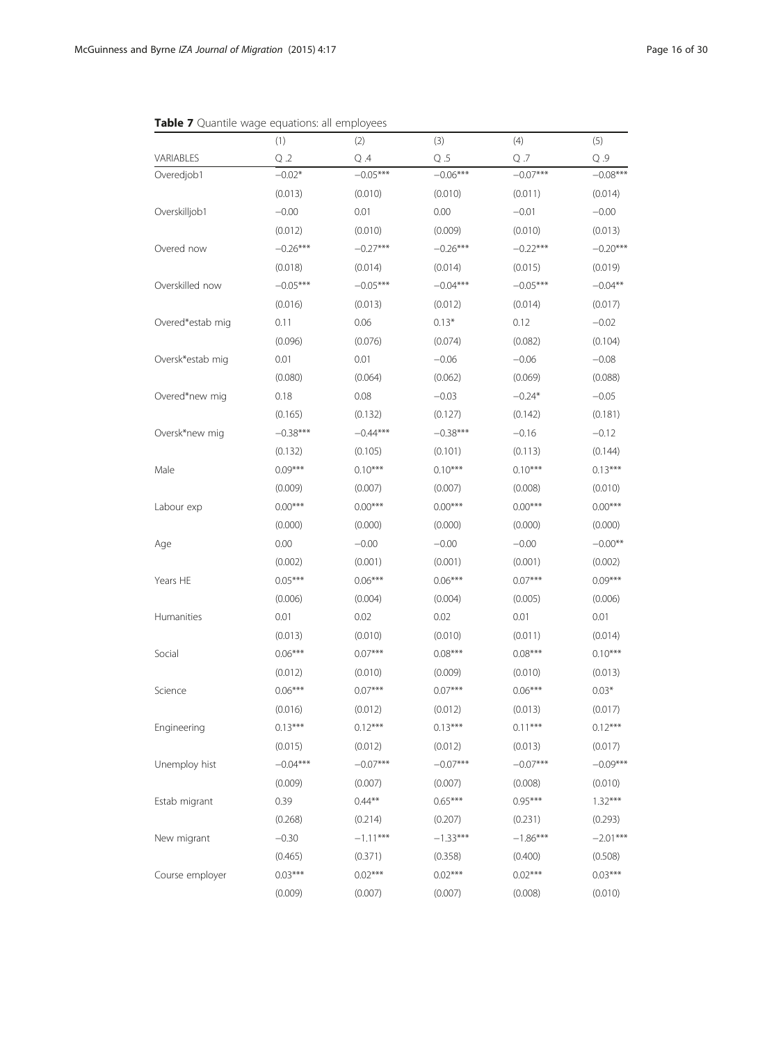**Table 7** Quantile wage equations: all employees

| | (1) | (2) | (3) | (4) | (5) |
|---|---|---|---|---|---|
| VARIABLES | Q .2 | Q .4 | Q .5 | Q .7 | Q .9 |
| Overedjob1 | −0.02* | −0.05*** | −0.06*** | −0.07*** | −0.08*** |
| | (0.013) | (0.010) | (0.010) | (0.011) | (0.014) |
| Overskilljob1 | −0.00 | 0.01 | 0.00 | −0.01 | −0.00 |
| | (0.012) | (0.010) | (0.009) | (0.010) | (0.013) |
| Overed now | −0.26*** | −0.27*** | −0.26*** | −0.22*** | −0.20*** |
| | (0.018) | (0.014) | (0.014) | (0.015) | (0.019) |
| Overskilled now | −0.05*** | −0.05*** | −0.04*** | −0.05*** | −0.04** |
| | (0.016) | (0.013) | (0.012) | (0.014) | (0.017) |
| Overed*estab mig | 0.11 | 0.06 | 0.13* | 0.12 | −0.02 |
| | (0.096) | (0.076) | (0.074) | (0.082) | (0.104) |
| Oversk*estab mig | 0.01 | 0.01 | −0.06 | −0.06 | −0.08 |
| | (0.080) | (0.064) | (0.062) | (0.069) | (0.088) |
| Overed*new mig | 0.18 | 0.08 | −0.03 | −0.24* | −0.05 |
| | (0.165) | (0.132) | (0.127) | (0.142) | (0.181) |
| Oversk*new mig | −0.38*** | −0.44*** | −0.38*** | −0.16 | −0.12 |
| | (0.132) | (0.105) | (0.101) | (0.113) | (0.144) |
| Male | 0.09*** | 0.10*** | 0.10*** | 0.10*** | 0.13*** |
| | (0.009) | (0.007) | (0.007) | (0.008) | (0.010) |
| Labour exp | 0.00*** | 0.00*** | 0.00*** | 0.00*** | 0.00*** |
| | (0.000) | (0.000) | (0.000) | (0.000) | (0.000) |
| Age | 0.00 | −0.00 | −0.00 | −0.00 | −0.00** |
| | (0.002) | (0.001) | (0.001) | (0.001) | (0.002) |
| Years HE | 0.05*** | 0.06*** | 0.06*** | 0.07*** | 0.09*** |
| | (0.006) | (0.004) | (0.004) | (0.005) | (0.006) |
| Humanities | 0.01 | 0.02 | 0.02 | 0.01 | 0.01 |
| | (0.013) | (0.010) | (0.010) | (0.011) | (0.014) |
| Social | 0.06*** | 0.07*** | 0.08*** | 0.08*** | 0.10*** |
| | (0.012) | (0.010) | (0.009) | (0.010) | (0.013) |
| Science | 0.06*** | 0.07*** | 0.07*** | 0.06*** | 0.03* |
| | (0.016) | (0.012) | (0.012) | (0.013) | (0.017) |
| Engineering | 0.13*** | 0.12*** | 0.13*** | 0.11*** | 0.12*** |
| | (0.015) | (0.012) | (0.012) | (0.013) | (0.017) |
| Unemploy hist | −0.04*** | −0.07*** | −0.07*** | −0.07*** | −0.09*** |
| | (0.009) | (0.007) | (0.007) | (0.008) | (0.010) |
| Estab migrant | 0.39 | 0.44** | 0.65*** | 0.95*** | 1.32*** |
| | (0.268) | (0.214) | (0.207) | (0.231) | (0.293) |
| New migrant | −0.30 | −1.11*** | −1.33*** | −1.86*** | −2.01*** |
| | (0.465) | (0.371) | (0.358) | (0.400) | (0.508) |
| Course employer | 0.03*** | 0.02*** | 0.02*** | 0.02*** | 0.03*** |
| | (0.009) | (0.007) | (0.007) | (0.008) | (0.010) |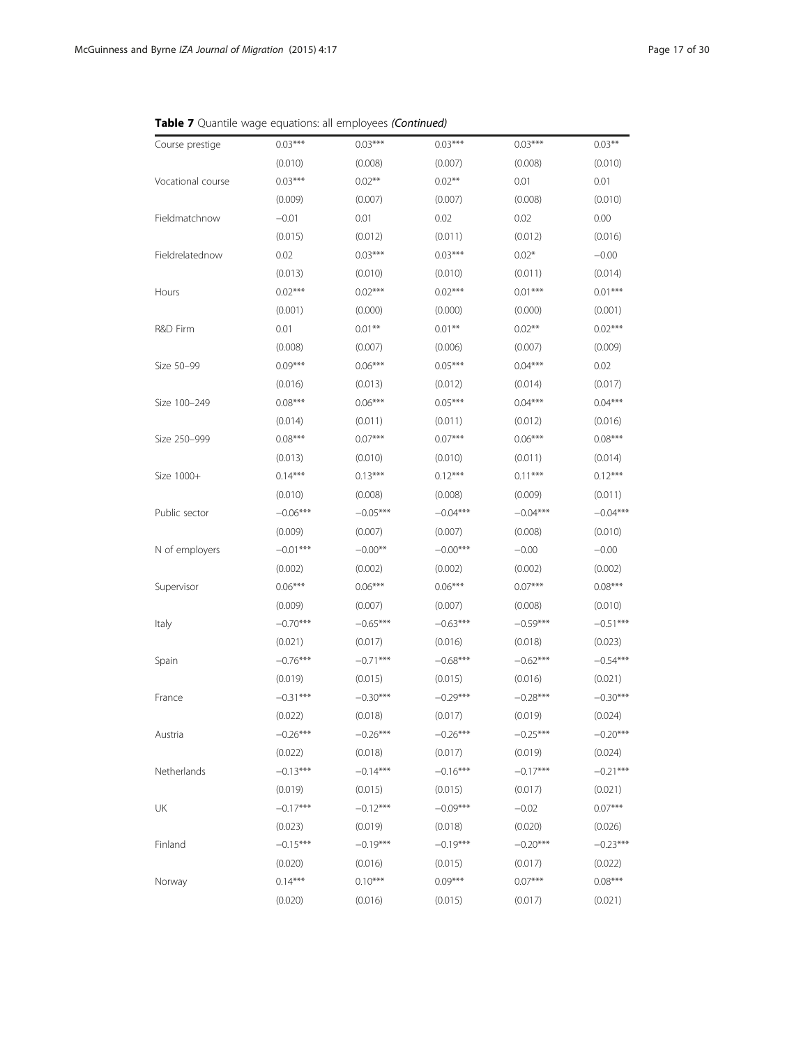**Table 7** Quantile wage equations: all employees *(Continued)*

| | | | | | |
|---|---|---|---|---|---|
| Course prestige | 0.03*** | 0.03*** | 0.03*** | 0.03*** | 0.03** |
| | (0.010) | (0.008) | (0.007) | (0.008) | (0.010) |
| Vocational course | 0.03*** | 0.02** | 0.02** | 0.01 | 0.01 |
| | (0.009) | (0.007) | (0.007) | (0.008) | (0.010) |
| Fieldmatchnow | −0.01 | 0.01 | 0.02 | 0.02 | 0.00 |
| | (0.015) | (0.012) | (0.011) | (0.012) | (0.016) |
| Fieldrelatednow | 0.02 | 0.03*** | 0.03*** | 0.02* | −0.00 |
| | (0.013) | (0.010) | (0.010) | (0.011) | (0.014) |
| Hours | 0.02*** | 0.02*** | 0.02*** | 0.01*** | 0.01*** |
| | (0.001) | (0.000) | (0.000) | (0.000) | (0.001) |
| R&D Firm | 0.01 | 0.01** | 0.01** | 0.02** | 0.02*** |
| | (0.008) | (0.007) | (0.006) | (0.007) | (0.009) |
| Size 50–99 | 0.09*** | 0.06*** | 0.05*** | 0.04*** | 0.02 |
| | (0.016) | (0.013) | (0.012) | (0.014) | (0.017) |
| Size 100–249 | 0.08*** | 0.06*** | 0.05*** | 0.04*** | 0.04*** |
| | (0.014) | (0.011) | (0.011) | (0.012) | (0.016) |
| Size 250–999 | 0.08*** | 0.07*** | 0.07*** | 0.06*** | 0.08*** |
| | (0.013) | (0.010) | (0.010) | (0.011) | (0.014) |
| Size 1000+ | 0.14*** | 0.13*** | 0.12*** | 0.11*** | 0.12*** |
| | (0.010) | (0.008) | (0.008) | (0.009) | (0.011) |
| Public sector | −0.06*** | −0.05*** | −0.04*** | −0.04*** | −0.04*** |
| | (0.009) | (0.007) | (0.007) | (0.008) | (0.010) |
| N of employers | −0.01*** | −0.00** | −0.00*** | −0.00 | −0.00 |
| | (0.002) | (0.002) | (0.002) | (0.002) | (0.002) |
| Supervisor | 0.06*** | 0.06*** | 0.06*** | 0.07*** | 0.08*** |
| | (0.009) | (0.007) | (0.007) | (0.008) | (0.010) |
| Italy | −0.70*** | −0.65*** | −0.63*** | −0.59*** | −0.51*** |
| | (0.021) | (0.017) | (0.016) | (0.018) | (0.023) |
| Spain | −0.76*** | −0.71*** | −0.68*** | −0.62*** | −0.54*** |
| | (0.019) | (0.015) | (0.015) | (0.016) | (0.021) |
| France | −0.31*** | −0.30*** | −0.29*** | −0.28*** | −0.30*** |
| | (0.022) | (0.018) | (0.017) | (0.019) | (0.024) |
| Austria | −0.26*** | −0.26*** | −0.26*** | −0.25*** | −0.20*** |
| | (0.022) | (0.018) | (0.017) | (0.019) | (0.024) |
| Netherlands | −0.13*** | −0.14*** | −0.16*** | −0.17*** | −0.21*** |
| | (0.019) | (0.015) | (0.015) | (0.017) | (0.021) |
| UK | −0.17*** | −0.12*** | −0.09*** | −0.02 | 0.07*** |
| | (0.023) | (0.019) | (0.018) | (0.020) | (0.026) |
| Finland | −0.15*** | −0.19*** | −0.19*** | −0.20*** | −0.23*** |
| | (0.020) | (0.016) | (0.015) | (0.017) | (0.022) |
| Norway | 0.14*** | 0.10*** | 0.09*** | 0.07*** | 0.08*** |
| | (0.020) | (0.016) | (0.015) | (0.017) | (0.021) |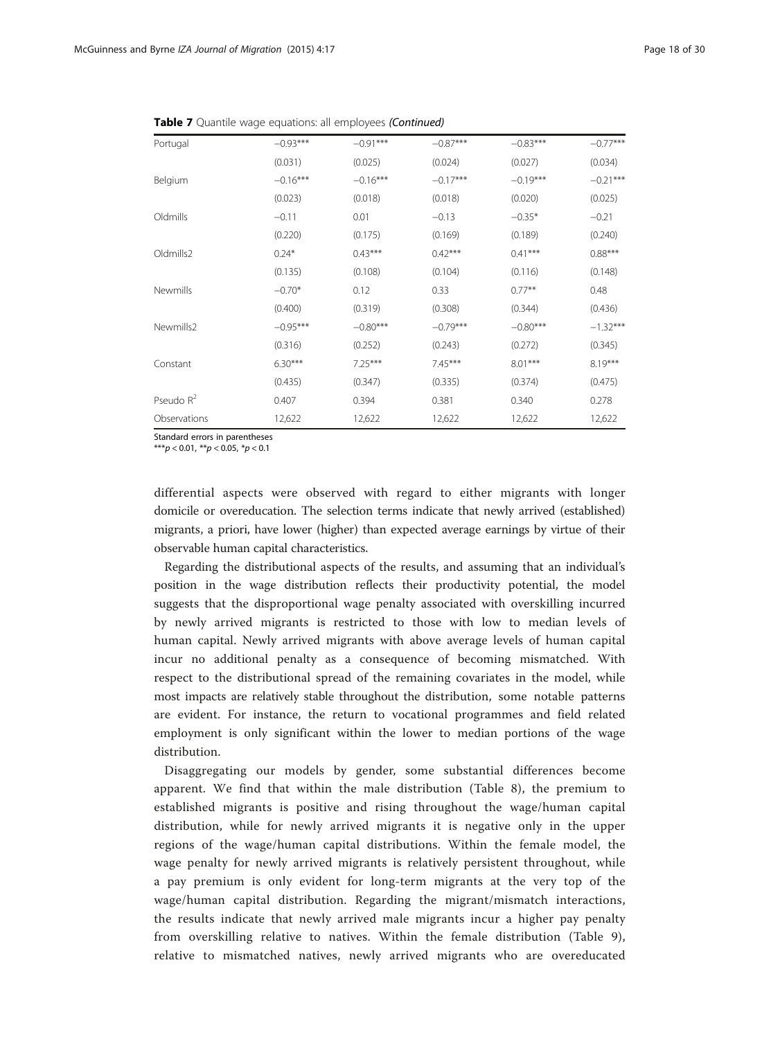**Table 7** Quantile wage equations: all employees *(Continued)*

| | | | | | |
|---|---|---|---|---|---|
| Portugal | −0.93*** | −0.91*** | −0.87*** | −0.83*** | −0.77*** |
| | (0.031) | (0.025) | (0.024) | (0.027) | (0.034) |
| Belgium | −0.16*** | −0.16*** | −0.17*** | −0.19*** | −0.21*** |
| | (0.023) | (0.018) | (0.018) | (0.020) | (0.025) |
| Oldmills | −0.11 | 0.01 | −0.13 | −0.35* | −0.21 |
| | (0.220) | (0.175) | (0.169) | (0.189) | (0.240) |
| Oldmills2 | 0.24* | 0.43*** | 0.42*** | 0.41*** | 0.88*** |
| | (0.135) | (0.108) | (0.104) | (0.116) | (0.148) |
| Newmills | −0.70* | 0.12 | 0.33 | 0.77** | 0.48 |
| | (0.400) | (0.319) | (0.308) | (0.344) | (0.436) |
| Newmills2 | −0.95*** | −0.80*** | −0.79*** | −0.80*** | −1.32*** |
| | (0.316) | (0.252) | (0.243) | (0.272) | (0.345) |
| Constant | 6.30*** | 7.25*** | 7.45*** | 8.01*** | 8.19*** |
| | (0.435) | (0.347) | (0.335) | (0.374) | (0.475) |
| Pseudo $R^2$ | 0.407 | 0.394 | 0.381 | 0.340 | 0.278 |
| Observations | 12,622 | 12,622 | 12,622 | 12,622 | 12,622 |

Standard errors in parentheses
***$p < 0.01$, **$p < 0.05$, *$p < 0.1$

differential aspects were observed with regard to either migrants with longer domicile or overeducation. The selection terms indicate that newly arrived (established) migrants, a priori, have lower (higher) than expected average earnings by virtue of their observable human capital characteristics.

Regarding the distributional aspects of the results, and assuming that an individual's position in the wage distribution reflects their productivity potential, the model suggests that the disproportional wage penalty associated with overskilling incurred by newly arrived migrants is restricted to those with low to median levels of human capital. Newly arrived migrants with above average levels of human capital incur no additional penalty as a consequence of becoming mismatched. With respect to the distributional spread of the remaining covariates in the model, while most impacts are relatively stable throughout the distribution, some notable patterns are evident. For instance, the return to vocational programmes and field related employment is only significant within the lower to median portions of the wage distribution.

Disaggregating our models by gender, some substantial differences become apparent. We find that within the male distribution (Table 8), the premium to established migrants is positive and rising throughout the wage/human capital distribution, while for newly arrived migrants it is negative only in the upper regions of the wage/human capital distributions. Within the female model, the wage penalty for newly arrived migrants is relatively persistent throughout, while a pay premium is only evident for long-term migrants at the very top of the wage/human capital distribution. Regarding the migrant/mismatch interactions, the results indicate that newly arrived male migrants incur a higher pay penalty from overskilling relative to natives. Within the female distribution (Table 9), relative to mismatched natives, newly arrived migrants who are overeducated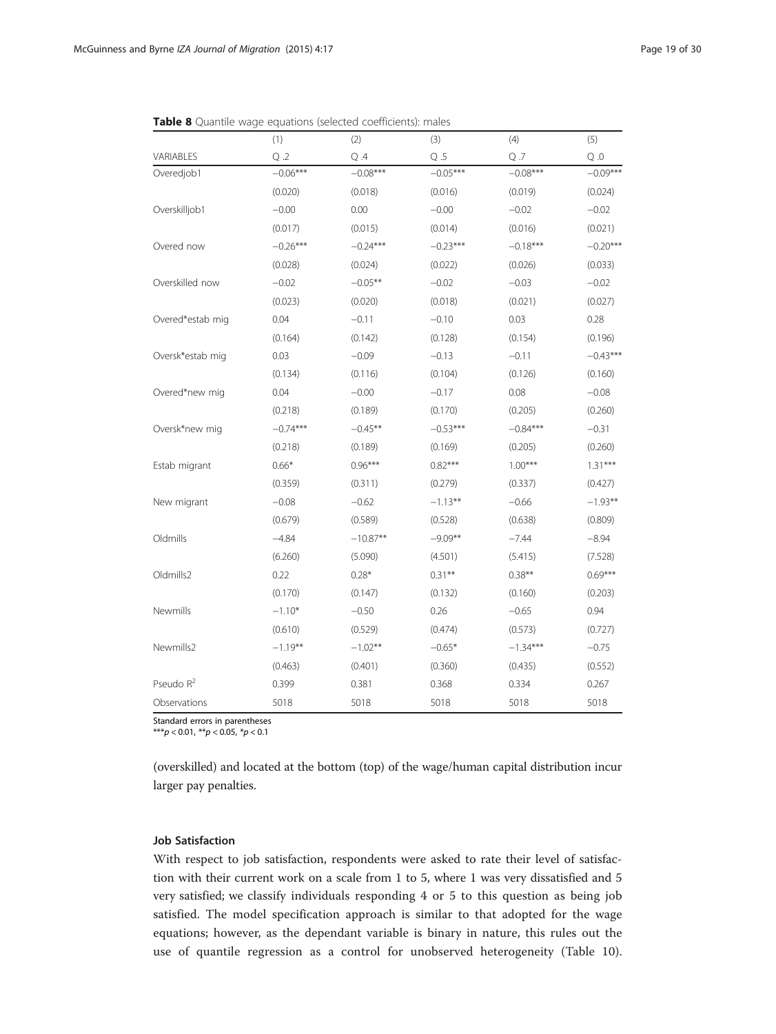**Table 8** Quantile wage equations (selected coefficients): males

| | (1) | (2) | (3) | (4) | (5) |
|---|---|---|---|---|---|
| VARIABLES | Q .2 | Q .4 | Q .5 | Q .7 | Q .0 |
| Overedjob1 | −0.06*** | −0.08*** | −0.05*** | −0.08*** | −0.09*** |
| | (0.020) | (0.018) | (0.016) | (0.019) | (0.024) |
| Overskilljob1 | −0.00 | 0.00 | −0.00 | −0.02 | −0.02 |
| | (0.017) | (0.015) | (0.014) | (0.016) | (0.021) |
| Overed now | −0.26*** | −0.24*** | −0.23*** | −0.18*** | −0.20*** |
| | (0.028) | (0.024) | (0.022) | (0.026) | (0.033) |
| Overskilled now | −0.02 | −0.05** | −0.02 | −0.03 | −0.02 |
| | (0.023) | (0.020) | (0.018) | (0.021) | (0.027) |
| Overed*estab mig | 0.04 | −0.11 | −0.10 | 0.03 | 0.28 |
| | (0.164) | (0.142) | (0.128) | (0.154) | (0.196) |
| Oversk*estab mig | 0.03 | −0.09 | −0.13 | −0.11 | −0.43*** |
| | (0.134) | (0.116) | (0.104) | (0.126) | (0.160) |
| Overed*new mig | 0.04 | −0.00 | −0.17 | 0.08 | −0.08 |
| | (0.218) | (0.189) | (0.170) | (0.205) | (0.260) |
| Oversk*new mig | −0.74*** | −0.45** | −0.53*** | −0.84*** | −0.31 |
| | (0.218) | (0.189) | (0.169) | (0.205) | (0.260) |
| Estab migrant | 0.66* | 0.96*** | 0.82*** | 1.00*** | 1.31*** |
| | (0.359) | (0.311) | (0.279) | (0.337) | (0.427) |
| New migrant | −0.08 | −0.62 | −1.13** | −0.66 | −1.93** |
| | (0.679) | (0.589) | (0.528) | (0.638) | (0.809) |
| Oldmills | −4.84 | −10.87** | −9.09** | −7.44 | −8.94 |
| | (6.260) | (5.090) | (4.501) | (5.415) | (7.528) |
| Oldmills2 | 0.22 | 0.28* | 0.31** | 0.38** | 0.69*** |
| | (0.170) | (0.147) | (0.132) | (0.160) | (0.203) |
| Newmills | −1.10* | −0.50 | 0.26 | −0.65 | 0.94 |
| | (0.610) | (0.529) | (0.474) | (0.573) | (0.727) |
| Newmills2 | −1.19** | −1.02** | −0.65* | −1.34*** | −0.75 |
| | (0.463) | (0.401) | (0.360) | (0.435) | (0.552) |
| Pseudo $R^2$ | 0.399 | 0.381 | 0.368 | 0.334 | 0.267 |
| Observations | 5018 | 5018 | 5018 | 5018 | 5018 |

Standard errors in parentheses
*** $p < 0.01$, ** $p < 0.05$, * $p < 0.1$

(overskilled) and located at the bottom (top) of the wage/human capital distribution incur larger pay penalties.

### Job Satisfaction

With respect to job satisfaction, respondents were asked to rate their level of satisfaction with their current work on a scale from 1 to 5, where 1 was very dissatisfied and 5 very satisfied; we classify individuals responding 4 or 5 to this question as being job satisfied. The model specification approach is similar to that adopted for the wage equations; however, as the dependant variable is binary in nature, this rules out the use of quantile regression as a control for unobserved heterogeneity (Table 10).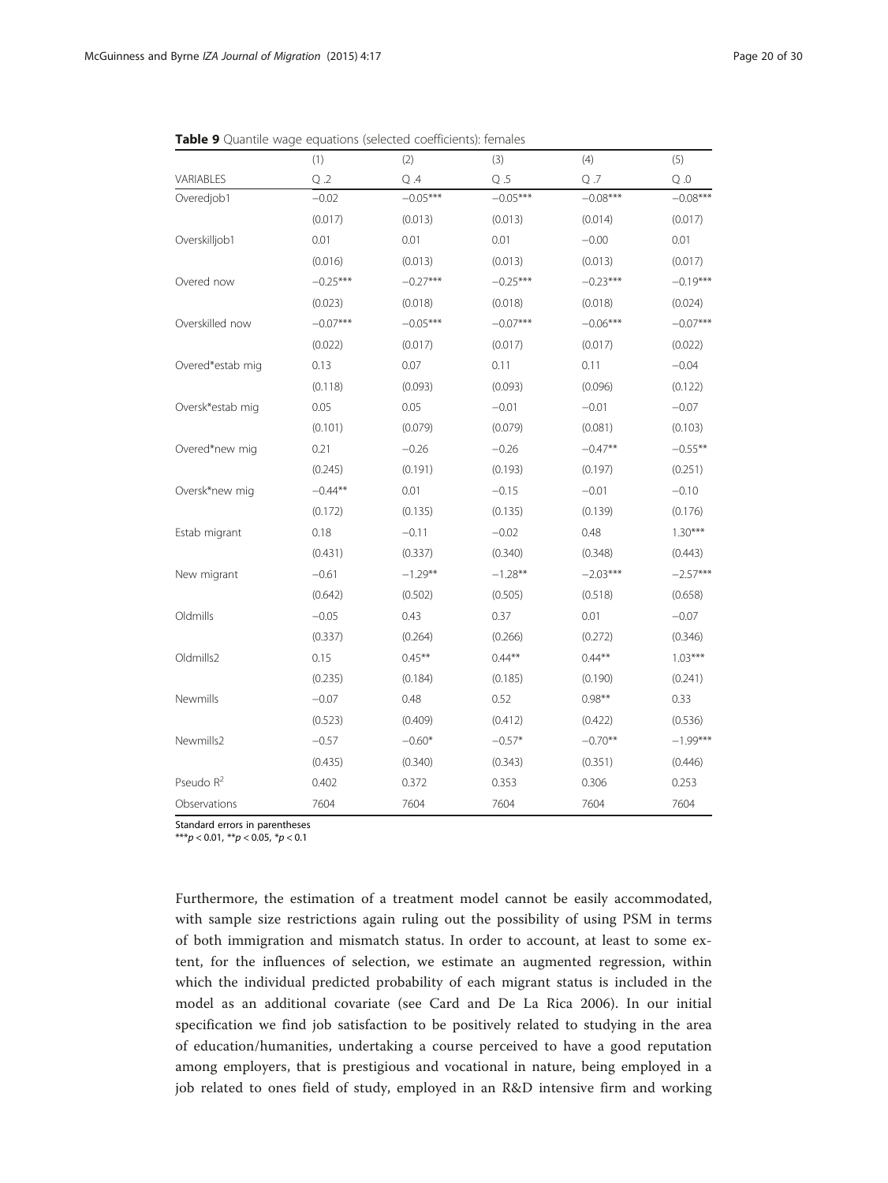**Table 9** Quantile wage equations (selected coefficients): females

| | (1) | (2) | (3) | (4) | (5) |
|---|---|---|---|---|---|
| VARIABLES | Q .2 | Q .4 | Q .5 | Q .7 | Q .0 |
| Overedjob1 | −0.02 | −0.05*** | −0.05*** | −0.08*** | −0.08*** |
| | (0.017) | (0.013) | (0.013) | (0.014) | (0.017) |
| Overskilljob1 | 0.01 | 0.01 | 0.01 | −0.00 | 0.01 |
| | (0.016) | (0.013) | (0.013) | (0.013) | (0.017) |
| Overed now | −0.25*** | −0.27*** | −0.25*** | −0.23*** | −0.19*** |
| | (0.023) | (0.018) | (0.018) | (0.018) | (0.024) |
| Overskilled now | −0.07*** | −0.05*** | −0.07*** | −0.06*** | −0.07*** |
| | (0.022) | (0.017) | (0.017) | (0.017) | (0.022) |
| Overed*estab mig | 0.13 | 0.07 | 0.11 | 0.11 | −0.04 |
| | (0.118) | (0.093) | (0.093) | (0.096) | (0.122) |
| Oversk*estab mig | 0.05 | 0.05 | −0.01 | −0.01 | −0.07 |
| | (0.101) | (0.079) | (0.079) | (0.081) | (0.103) |
| Overed*new mig | 0.21 | −0.26 | −0.26 | −0.47** | −0.55** |
| | (0.245) | (0.191) | (0.193) | (0.197) | (0.251) |
| Oversk*new mig | −0.44** | 0.01 | −0.15 | −0.01 | −0.10 |
| | (0.172) | (0.135) | (0.135) | (0.139) | (0.176) |
| Estab migrant | 0.18 | −0.11 | −0.02 | 0.48 | 1.30*** |
| | (0.431) | (0.337) | (0.340) | (0.348) | (0.443) |
| New migrant | −0.61 | −1.29** | −1.28** | −2.03*** | −2.57*** |
| | (0.642) | (0.502) | (0.505) | (0.518) | (0.658) |
| Oldmills | −0.05 | 0.43 | 0.37 | 0.01 | −0.07 |
| | (0.337) | (0.264) | (0.266) | (0.272) | (0.346) |
| Oldmills2 | 0.15 | 0.45** | 0.44** | 0.44** | 1.03*** |
| | (0.235) | (0.184) | (0.185) | (0.190) | (0.241) |
| Newmills | −0.07 | 0.48 | 0.52 | 0.98** | 0.33 |
| | (0.523) | (0.409) | (0.412) | (0.422) | (0.536) |
| Newmills2 | −0.57 | −0.60* | −0.57* | −0.70** | −1.99*** |
| | (0.435) | (0.340) | (0.343) | (0.351) | (0.446) |
| Pseudo $R^2$ | 0.402 | 0.372 | 0.353 | 0.306 | 0.253 |
| Observations | 7604 | 7604 | 7604 | 7604 | 7604 |

Standard errors in parentheses
***$p < 0.01$, **$p < 0.05$, *$p < 0.1$

Furthermore, the estimation of a treatment model cannot be easily accommodated, with sample size restrictions again ruling out the possibility of using PSM in terms of both immigration and mismatch status. In order to account, at least to some extent, for the influences of selection, we estimate an augmented regression, within which the individual predicted probability of each migrant status is included in the model as an additional covariate (see Card and De La Rica 2006). In our initial specification we find job satisfaction to be positively related to studying in the area of education/humanities, undertaking a course perceived to have a good reputation among employers, that is prestigious and vocational in nature, being employed in a job related to ones field of study, employed in an R&D intensive firm and working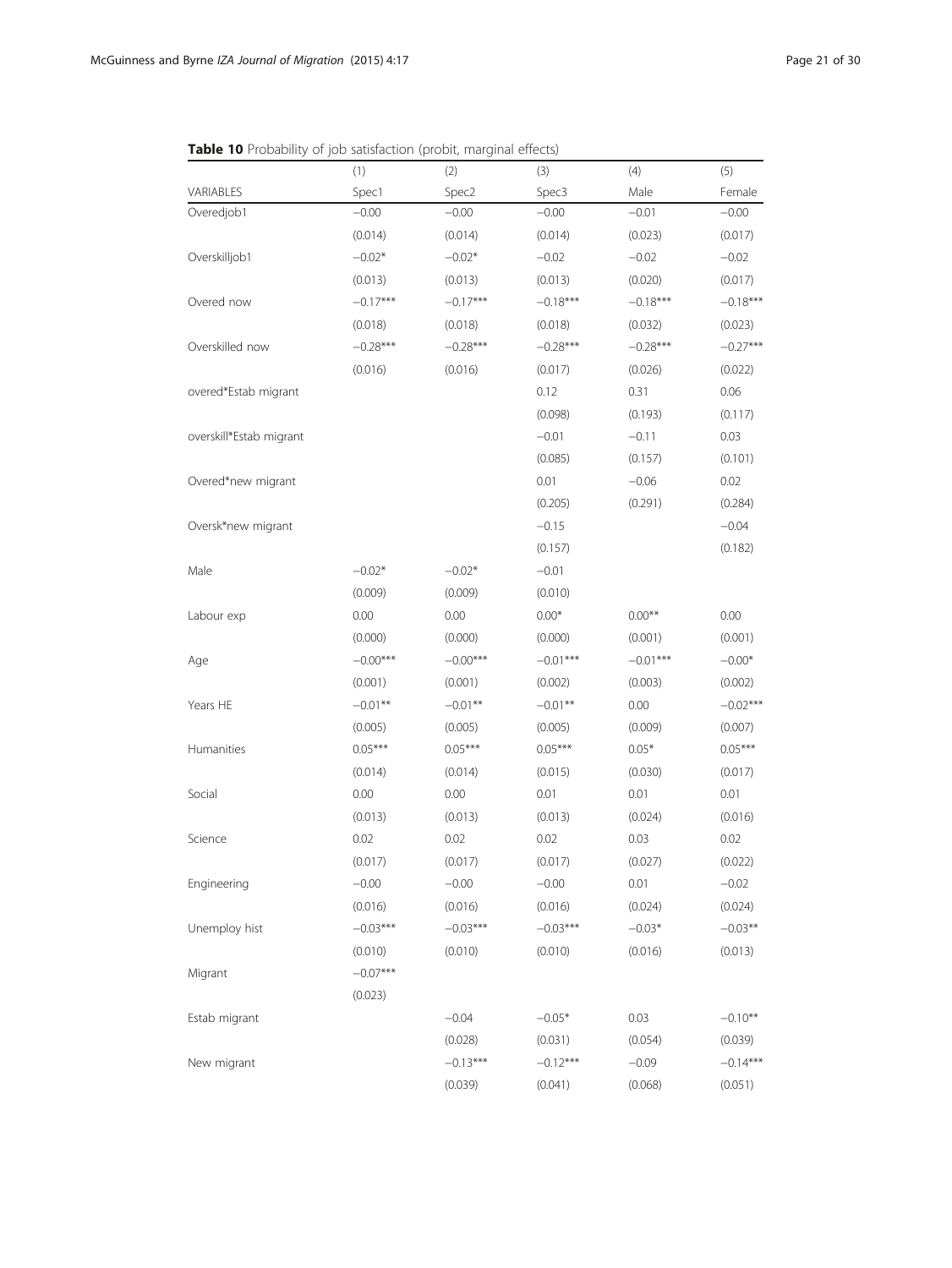**Table 10** Probability of job satisfaction (probit, marginal effects)

| | (1) | (2) | (3) | (4) | (5) |
|---|---|---|---|---|---|
| VARIABLES | Spec1 | Spec2 | Spec3 | Male | Female |
| Overedjob1 | −0.00 | −0.00 | −0.00 | −0.01 | −0.00 |
| | (0.014) | (0.014) | (0.014) | (0.023) | (0.017) |
| Overskilljob1 | −0.02* | −0.02* | −0.02 | −0.02 | −0.02 |
| | (0.013) | (0.013) | (0.013) | (0.020) | (0.017) |
| Overed now | −0.17*** | −0.17*** | −0.18*** | −0.18*** | −0.18*** |
| | (0.018) | (0.018) | (0.018) | (0.032) | (0.023) |
| Overskilled now | −0.28*** | −0.28*** | −0.28*** | −0.28*** | −0.27*** |
| | (0.016) | (0.016) | (0.017) | (0.026) | (0.022) |
| overed*Estab migrant | | | 0.12 | 0.31 | 0.06 |
| | | | (0.098) | (0.193) | (0.117) |
| overskill*Estab migrant | | | −0.01 | −0.11 | 0.03 |
| | | | (0.085) | (0.157) | (0.101) |
| Overed*new migrant | | | 0.01 | −0.06 | 0.02 |
| | | | (0.205) | (0.291) | (0.284) |
| Oversk*new migrant | | | −0.15 | | −0.04 |
| | | | (0.157) | | (0.182) |
| Male | −0.02* | −0.02* | −0.01 | | |
| | (0.009) | (0.009) | (0.010) | | |
| Labour exp | 0.00 | 0.00 | 0.00* | 0.00** | 0.00 |
| | (0.000) | (0.000) | (0.000) | (0.001) | (0.001) |
| Age | −0.00*** | −0.00*** | −0.01*** | −0.01*** | −0.00* |
| | (0.001) | (0.001) | (0.002) | (0.003) | (0.002) |
| Years HE | −0.01** | −0.01** | −0.01** | 0.00 | −0.02*** |
| | (0.005) | (0.005) | (0.005) | (0.009) | (0.007) |
| Humanities | 0.05*** | 0.05*** | 0.05*** | 0.05* | 0.05*** |
| | (0.014) | (0.014) | (0.015) | (0.030) | (0.017) |
| Social | 0.00 | 0.00 | 0.01 | 0.01 | 0.01 |
| | (0.013) | (0.013) | (0.013) | (0.024) | (0.016) |
| Science | 0.02 | 0.02 | 0.02 | 0.03 | 0.02 |
| | (0.017) | (0.017) | (0.017) | (0.027) | (0.022) |
| Engineering | −0.00 | −0.00 | −0.00 | 0.01 | −0.02 |
| | (0.016) | (0.016) | (0.016) | (0.024) | (0.024) |
| Unemploy hist | −0.03*** | −0.03*** | −0.03*** | −0.03* | −0.03** |
| | (0.010) | (0.010) | (0.010) | (0.016) | (0.013) |
| Migrant | −0.07*** | | | | |
| | (0.023) | | | | |
| Estab migrant | | −0.04 | −0.05* | 0.03 | −0.10** |
| | | (0.028) | (0.031) | (0.054) | (0.039) |
| New migrant | | −0.13*** | −0.12*** | −0.09 | −0.14*** |
| | | (0.039) | (0.041) | (0.068) | (0.051) |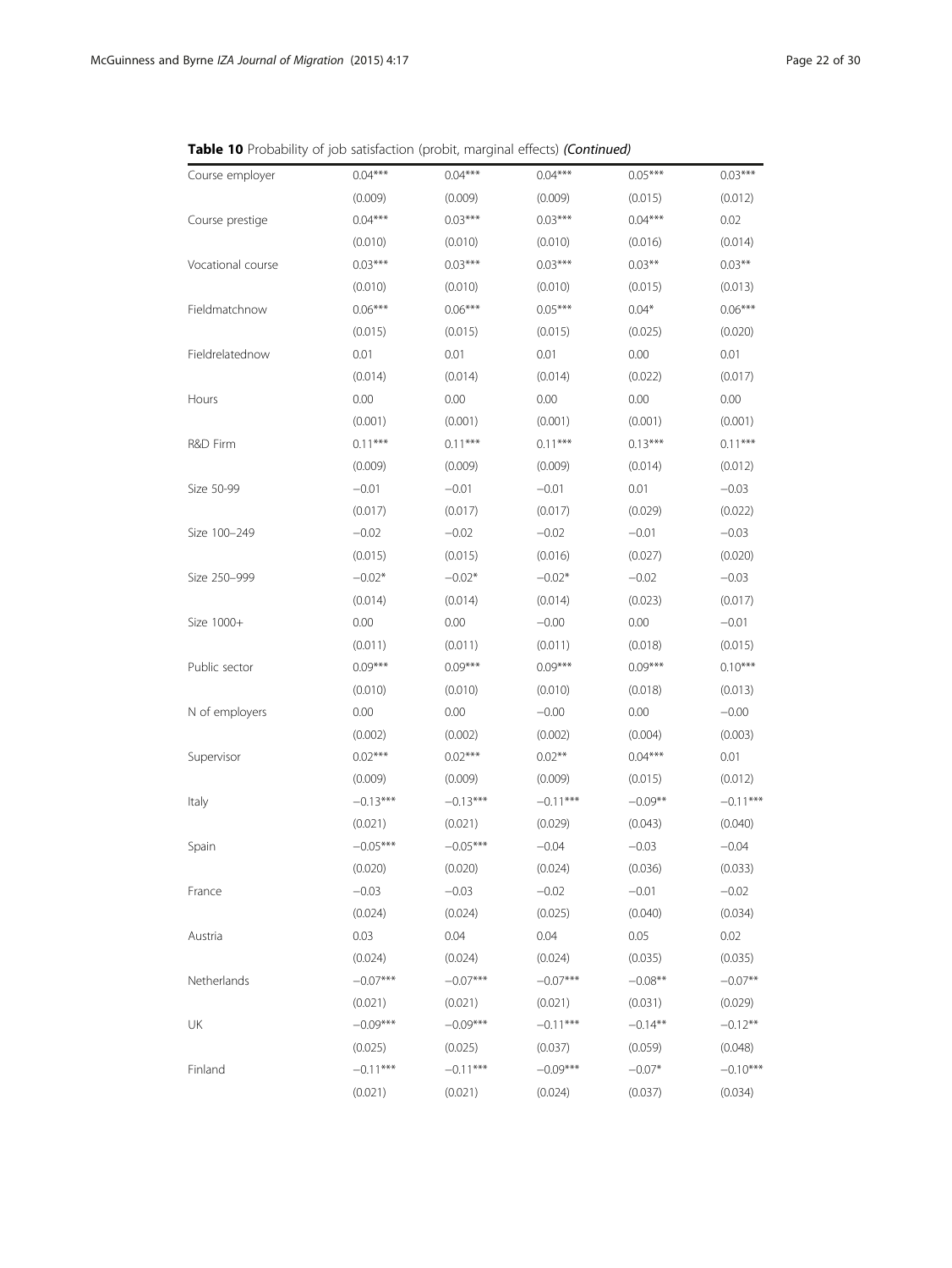**Table 10** Probability of job satisfaction (probit, marginal effects) *(Continued)*

| | | | | | |
|---|---|---|---|---|---|
| Course employer | 0.04*** | 0.04*** | 0.04*** | 0.05*** | 0.03*** |
| | (0.009) | (0.009) | (0.009) | (0.015) | (0.012) |
| Course prestige | 0.04*** | 0.03*** | 0.03*** | 0.04*** | 0.02 |
| | (0.010) | (0.010) | (0.010) | (0.016) | (0.014) |
| Vocational course | 0.03*** | 0.03*** | 0.03*** | 0.03** | 0.03** |
| | (0.010) | (0.010) | (0.010) | (0.015) | (0.013) |
| Fieldmatchnow | 0.06*** | 0.06*** | 0.05*** | 0.04* | 0.06*** |
| | (0.015) | (0.015) | (0.015) | (0.025) | (0.020) |
| Fieldrelatednow | 0.01 | 0.01 | 0.01 | 0.00 | 0.01 |
| | (0.014) | (0.014) | (0.014) | (0.022) | (0.017) |
| Hours | 0.00 | 0.00 | 0.00 | 0.00 | 0.00 |
| | (0.001) | (0.001) | (0.001) | (0.001) | (0.001) |
| R&D Firm | 0.11*** | 0.11*** | 0.11*** | 0.13*** | 0.11*** |
| | (0.009) | (0.009) | (0.009) | (0.014) | (0.012) |
| Size 50-99 | −0.01 | −0.01 | −0.01 | 0.01 | −0.03 |
| | (0.017) | (0.017) | (0.017) | (0.029) | (0.022) |
| Size 100–249 | −0.02 | −0.02 | −0.02 | −0.01 | −0.03 |
| | (0.015) | (0.015) | (0.016) | (0.027) | (0.020) |
| Size 250–999 | −0.02* | −0.02* | −0.02* | −0.02 | −0.03 |
| | (0.014) | (0.014) | (0.014) | (0.023) | (0.017) |
| Size 1000+ | 0.00 | 0.00 | −0.00 | 0.00 | −0.01 |
| | (0.011) | (0.011) | (0.011) | (0.018) | (0.015) |
| Public sector | 0.09*** | 0.09*** | 0.09*** | 0.09*** | 0.10*** |
| | (0.010) | (0.010) | (0.010) | (0.018) | (0.013) |
| N of employers | 0.00 | 0.00 | −0.00 | 0.00 | −0.00 |
| | (0.002) | (0.002) | (0.002) | (0.004) | (0.003) |
| Supervisor | 0.02*** | 0.02*** | 0.02** | 0.04*** | 0.01 |
| | (0.009) | (0.009) | (0.009) | (0.015) | (0.012) |
| Italy | −0.13*** | −0.13*** | −0.11*** | −0.09** | −0.11*** |
| | (0.021) | (0.021) | (0.029) | (0.043) | (0.040) |
| Spain | −0.05*** | −0.05*** | −0.04 | −0.03 | −0.04 |
| | (0.020) | (0.020) | (0.024) | (0.036) | (0.033) |
| France | −0.03 | −0.03 | −0.02 | −0.01 | −0.02 |
| | (0.024) | (0.024) | (0.025) | (0.040) | (0.034) |
| Austria | 0.03 | 0.04 | 0.04 | 0.05 | 0.02 |
| | (0.024) | (0.024) | (0.024) | (0.035) | (0.035) |
| Netherlands | −0.07*** | −0.07*** | −0.07*** | −0.08** | −0.07** |
| | (0.021) | (0.021) | (0.021) | (0.031) | (0.029) |
| UK | −0.09*** | −0.09*** | −0.11*** | −0.14** | −0.12** |
| | (0.025) | (0.025) | (0.037) | (0.059) | (0.048) |
| Finland | −0.11*** | −0.11*** | −0.09*** | −0.07* | −0.10*** |
| | (0.021) | (0.021) | (0.024) | (0.037) | (0.034) |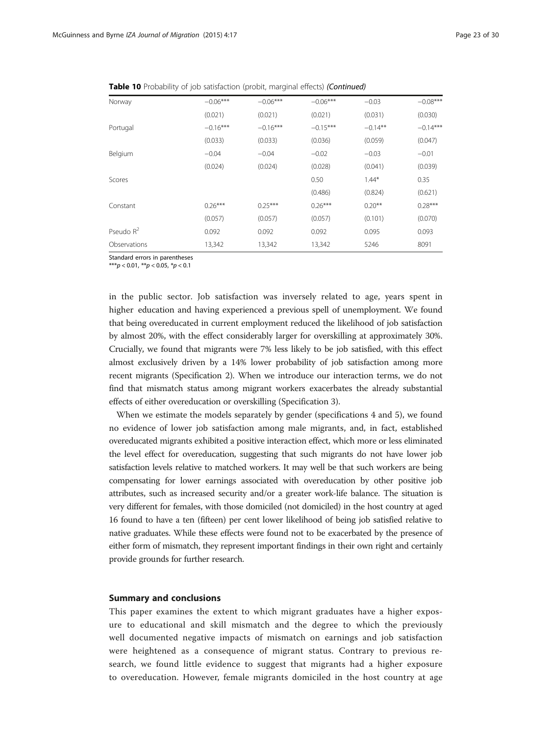**Table 10** Probability of job satisfaction (probit, marginal effects) *(Continued)*

| | | | | | |
|---|---|---|---|---|---|
| Norway | −0.06*** | −0.06*** | −0.06*** | −0.03 | −0.08*** |
| | (0.021) | (0.021) | (0.021) | (0.031) | (0.030) |
| Portugal | −0.16*** | −0.16*** | −0.15*** | −0.14** | −0.14*** |
| | (0.033) | (0.033) | (0.036) | (0.059) | (0.047) |
| Belgium | −0.04 | −0.04 | −0.02 | −0.03 | −0.01 |
| | (0.024) | (0.024) | (0.028) | (0.041) | (0.039) |
| Scores | | | 0.50 | 1.44* | 0.35 |
| | | | (0.486) | (0.824) | (0.621) |
| Constant | 0.26*** | 0.25*** | 0.26*** | 0.20** | 0.28*** |
| | (0.057) | (0.057) | (0.057) | (0.101) | (0.070) |
| Pseudo $R^2$ | 0.092 | 0.092 | 0.092 | 0.095 | 0.093 |
| Observations | 13,342 | 13,342 | 13,342 | 5246 | 8091 |

Standard errors in parentheses
***$p < 0.01$, **$p < 0.05$, *$p < 0.1$

in the public sector. Job satisfaction was inversely related to age, years spent in higher education and having experienced a previous spell of unemployment. We found that being overeducated in current employment reduced the likelihood of job satisfaction by almost 20%, with the effect considerably larger for overskilling at approximately 30%. Crucially, we found that migrants were 7% less likely to be job satisfied, with this effect almost exclusively driven by a 14% lower probability of job satisfaction among more recent migrants (Specification 2). When we introduce our interaction terms, we do not find that mismatch status among migrant workers exacerbates the already substantial effects of either overeducation or overskilling (Specification 3).

When we estimate the models separately by gender (specifications 4 and 5), we found no evidence of lower job satisfaction among male migrants, and, in fact, established overeducated migrants exhibited a positive interaction effect, which more or less eliminated the level effect for overeducation, suggesting that such migrants do not have lower job satisfaction levels relative to matched workers. It may well be that such workers are being compensating for lower earnings associated with overeducation by other positive job attributes, such as increased security and/or a greater work-life balance. The situation is very different for females, with those domiciled (not domiciled) in the host country at aged 16 found to have a ten (fifteen) per cent lower likelihood of being job satisfied relative to native graduates. While these effects were found not to be exacerbated by the presence of either form of mismatch, they represent important findings in their own right and certainly provide grounds for further research.

## Summary and conclusions

This paper examines the extent to which migrant graduates have a higher exposure to educational and skill mismatch and the degree to which the previously well documented negative impacts of mismatch on earnings and job satisfaction were heightened as a consequence of migrant status. Contrary to previous research, we found little evidence to suggest that migrants had a higher exposure to overeducation. However, female migrants domiciled in the host country at age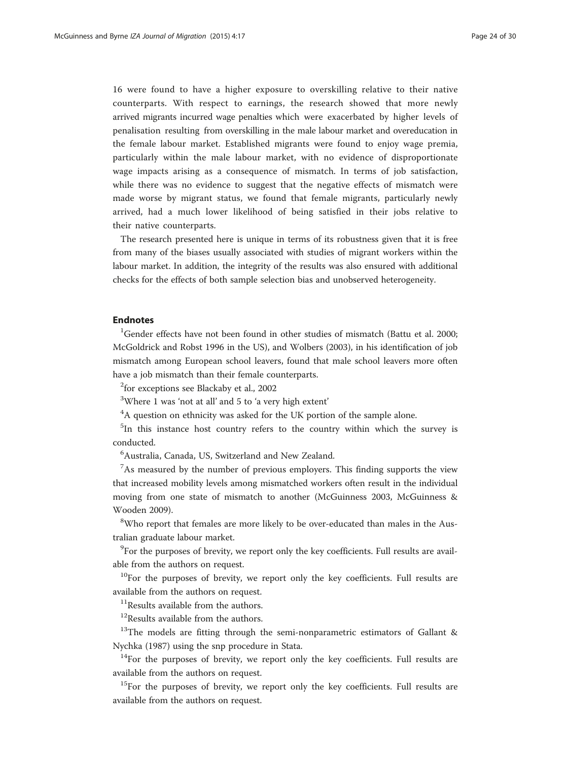16 were found to have a higher exposure to overskilling relative to their native counterparts. With respect to earnings, the research showed that more newly arrived migrants incurred wage penalties which were exacerbated by higher levels of penalisation resulting from overskilling in the male labour market and overeducation in the female labour market. Established migrants were found to enjoy wage premia, particularly within the male labour market, with no evidence of disproportionate wage impacts arising as a consequence of mismatch. In terms of job satisfaction, while there was no evidence to suggest that the negative effects of mismatch were made worse by migrant status, we found that female migrants, particularly newly arrived, had a much lower likelihood of being satisfied in their jobs relative to their native counterparts.

The research presented here is unique in terms of its robustness given that it is free from many of the biases usually associated with studies of migrant workers within the labour market. In addition, the integrity of the results was also ensured with additional checks for the effects of both sample selection bias and unobserved heterogeneity.

## Endnotes

[1]Gender effects have not been found in other studies of mismatch (Battu et al. 2000; McGoldrick and Robst 1996 in the US), and Wolbers (2003), in his identification of job mismatch among European school leavers, found that male school leavers more often have a job mismatch than their female counterparts.

[2]for exceptions see Blackaby et al., 2002

[3]Where 1 was 'not at all' and 5 to 'a very high extent'

[4]A question on ethnicity was asked for the UK portion of the sample alone.

[5]In this instance host country refers to the country within which the survey is conducted.

[6]Australia, Canada, US, Switzerland and New Zealand.

[7]As measured by the number of previous employers. This finding supports the view that increased mobility levels among mismatched workers often result in the individual moving from one state of mismatch to another (McGuinness 2003, McGuinness & Wooden 2009).

[8]Who report that females are more likely to be over-educated than males in the Australian graduate labour market.

[9]For the purposes of brevity, we report only the key coefficients. Full results are available from the authors on request.

[10]For the purposes of brevity, we report only the key coefficients. Full results are available from the authors on request.

[11]Results available from the authors.

[12]Results available from the authors.

[13]The models are fitting through the semi-nonparametric estimators of Gallant & Nychka (1987) using the snp procedure in Stata.

[14]For the purposes of brevity, we report only the key coefficients. Full results are available from the authors on request.

[15]For the purposes of brevity, we report only the key coefficients. Full results are available from the authors on request.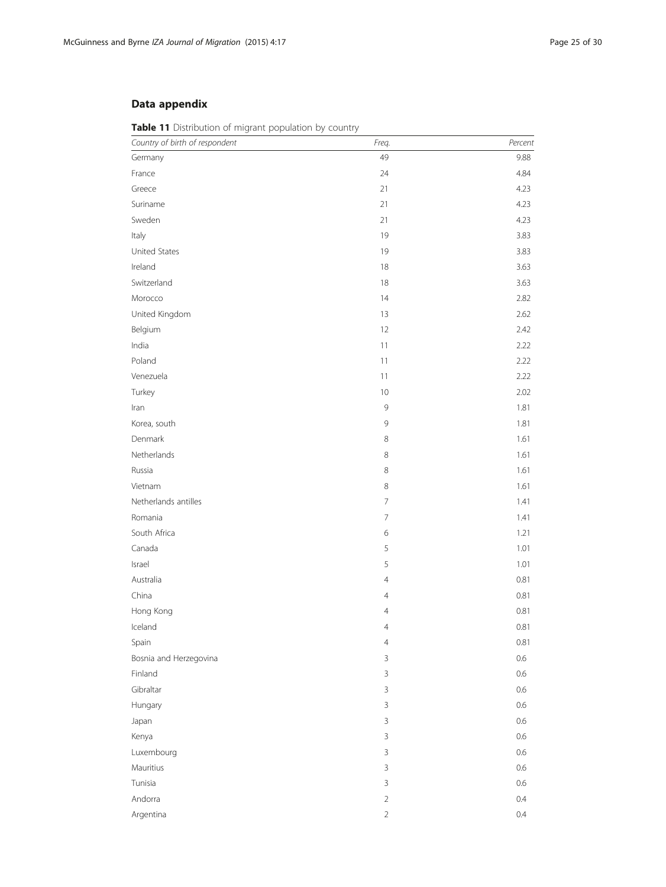## Data appendix

**Table 11** Distribution of migrant population by country

| *Country of birth of respondent* | *Freq.* | *Percent* |
|---|---|---|
| Germany | 49 | 9.88 |
| France | 24 | 4.84 |
| Greece | 21 | 4.23 |
| Suriname | 21 | 4.23 |
| Sweden | 21 | 4.23 |
| Italy | 19 | 3.83 |
| United States | 19 | 3.83 |
| Ireland | 18 | 3.63 |
| Switzerland | 18 | 3.63 |
| Morocco | 14 | 2.82 |
| United Kingdom | 13 | 2.62 |
| Belgium | 12 | 2.42 |
| India | 11 | 2.22 |
| Poland | 11 | 2.22 |
| Venezuela | 11 | 2.22 |
| Turkey | 10 | 2.02 |
| Iran | 9 | 1.81 |
| Korea, south | 9 | 1.81 |
| Denmark | 8 | 1.61 |
| Netherlands | 8 | 1.61 |
| Russia | 8 | 1.61 |
| Vietnam | 8 | 1.61 |
| Netherlands antilles | 7 | 1.41 |
| Romania | 7 | 1.41 |
| South Africa | 6 | 1.21 |
| Canada | 5 | 1.01 |
| Israel | 5 | 1.01 |
| Australia | 4 | 0.81 |
| China | 4 | 0.81 |
| Hong Kong | 4 | 0.81 |
| Iceland | 4 | 0.81 |
| Spain | 4 | 0.81 |
| Bosnia and Herzegovina | 3 | 0.6 |
| Finland | 3 | 0.6 |
| Gibraltar | 3 | 0.6 |
| Hungary | 3 | 0.6 |
| Japan | 3 | 0.6 |
| Kenya | 3 | 0.6 |
| Luxembourg | 3 | 0.6 |
| Mauritius | 3 | 0.6 |
| Tunisia | 3 | 0.6 |
| Andorra | 2 | 0.4 |
| Argentina | 2 | 0.4 |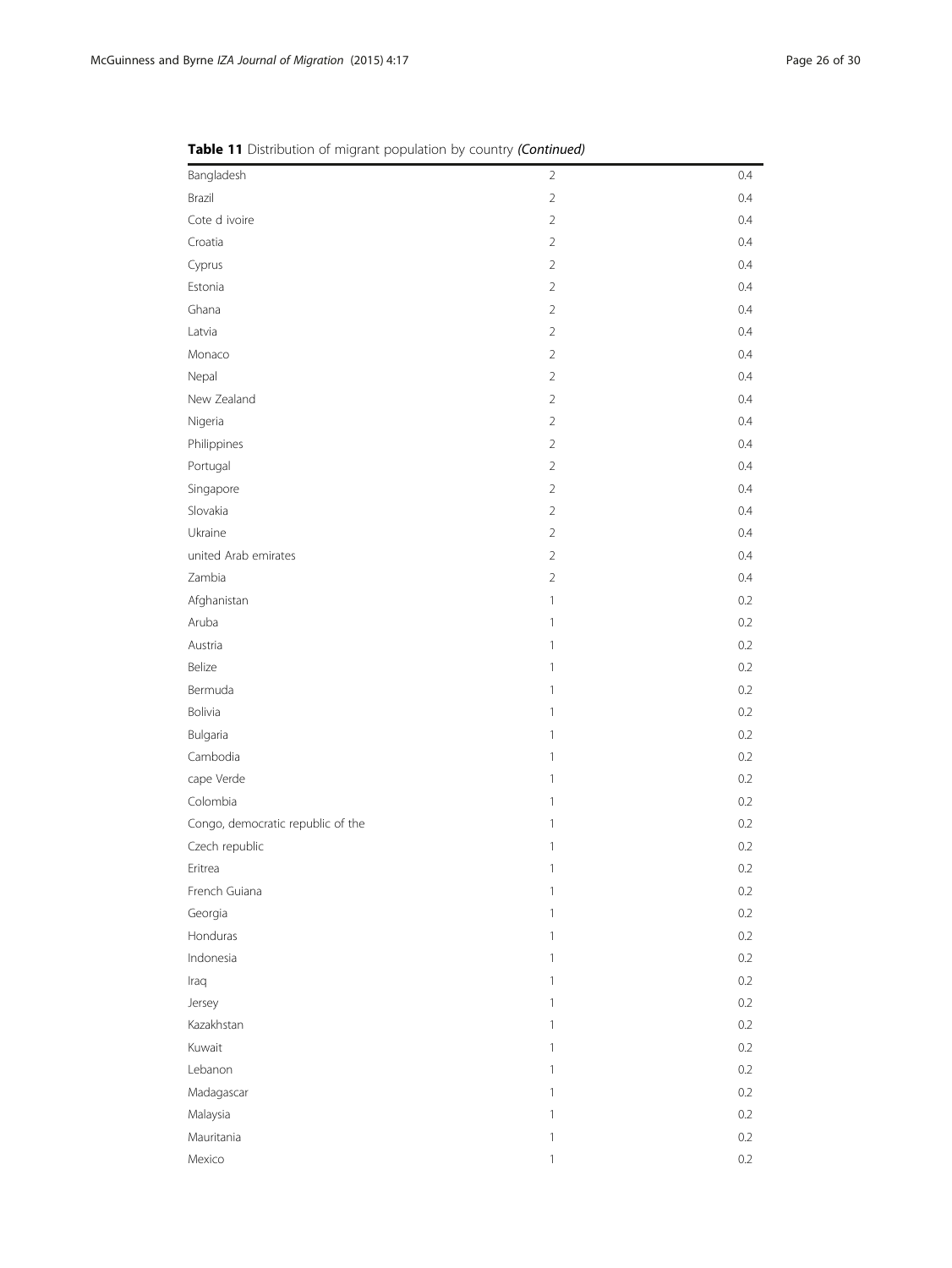**Table 11** Distribution of migrant population by country *(Continued)*

| | | |
|---|---|---|
| Bangladesh | 2 | 0.4 |
| Brazil | 2 | 0.4 |
| Cote d ivoire | 2 | 0.4 |
| Croatia | 2 | 0.4 |
| Cyprus | 2 | 0.4 |
| Estonia | 2 | 0.4 |
| Ghana | 2 | 0.4 |
| Latvia | 2 | 0.4 |
| Monaco | 2 | 0.4 |
| Nepal | 2 | 0.4 |
| New Zealand | 2 | 0.4 |
| Nigeria | 2 | 0.4 |
| Philippines | 2 | 0.4 |
| Portugal | 2 | 0.4 |
| Singapore | 2 | 0.4 |
| Slovakia | 2 | 0.4 |
| Ukraine | 2 | 0.4 |
| united Arab emirates | 2 | 0.4 |
| Zambia | 2 | 0.4 |
| Afghanistan | 1 | 0.2 |
| Aruba | 1 | 0.2 |
| Austria | 1 | 0.2 |
| Belize | 1 | 0.2 |
| Bermuda | 1 | 0.2 |
| Bolivia | 1 | 0.2 |
| Bulgaria | 1 | 0.2 |
| Cambodia | 1 | 0.2 |
| cape Verde | 1 | 0.2 |
| Colombia | 1 | 0.2 |
| Congo, democratic republic of the | 1 | 0.2 |
| Czech republic | 1 | 0.2 |
| Eritrea | 1 | 0.2 |
| French Guiana | 1 | 0.2 |
| Georgia | 1 | 0.2 |
| Honduras | 1 | 0.2 |
| Indonesia | 1 | 0.2 |
| Iraq | 1 | 0.2 |
| Jersey | 1 | 0.2 |
| Kazakhstan | 1 | 0.2 |
| Kuwait | 1 | 0.2 |
| Lebanon | 1 | 0.2 |
| Madagascar | 1 | 0.2 |
| Malaysia | 1 | 0.2 |
| Mauritania | 1 | 0.2 |
| Mexico | 1 | 0.2 |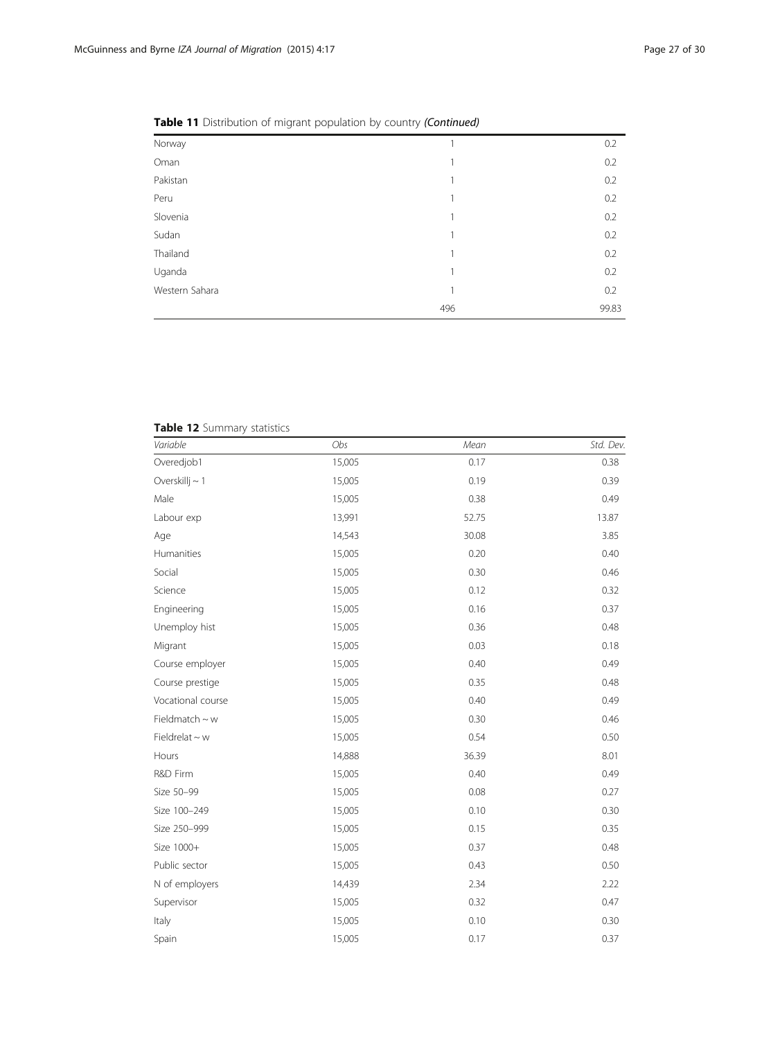**Table 11** Distribution of migrant population by country *(Continued)*

| | | |
|---|---|---|
| Norway | 1 | 0.2 |
| Oman | 1 | 0.2 |
| Pakistan | 1 | 0.2 |
| Peru | 1 | 0.2 |
| Slovenia | 1 | 0.2 |
| Sudan | 1 | 0.2 |
| Thailand | 1 | 0.2 |
| Uganda | 1 | 0.2 |
| Western Sahara | 1 | 0.2 |
| | 496 | 99.83 |

**Table 12** Summary statistics

| *Variable* | *Obs* | *Mean* | *Std. Dev.* |
|---|---|---|---|
| Overedjob1 | 15,005 | 0.17 | 0.38 |
| Overskillj ~ 1 | 15,005 | 0.19 | 0.39 |
| Male | 15,005 | 0.38 | 0.49 |
| Labour exp | 13,991 | 52.75 | 13.87 |
| Age | 14,543 | 30.08 | 3.85 |
| Humanities | 15,005 | 0.20 | 0.40 |
| Social | 15,005 | 0.30 | 0.46 |
| Science | 15,005 | 0.12 | 0.32 |
| Engineering | 15,005 | 0.16 | 0.37 |
| Unemploy hist | 15,005 | 0.36 | 0.48 |
| Migrant | 15,005 | 0.03 | 0.18 |
| Course employer | 15,005 | 0.40 | 0.49 |
| Course prestige | 15,005 | 0.35 | 0.48 |
| Vocational course | 15,005 | 0.40 | 0.49 |
| Fieldmatch ~ w | 15,005 | 0.30 | 0.46 |
| Fieldrelat ~ w | 15,005 | 0.54 | 0.50 |
| Hours | 14,888 | 36.39 | 8.01 |
| R&D Firm | 15,005 | 0.40 | 0.49 |
| Size 50–99 | 15,005 | 0.08 | 0.27 |
| Size 100–249 | 15,005 | 0.10 | 0.30 |
| Size 250–999 | 15,005 | 0.15 | 0.35 |
| Size 1000+ | 15,005 | 0.37 | 0.48 |
| Public sector | 15,005 | 0.43 | 0.50 |
| N of employers | 14,439 | 2.34 | 2.22 |
| Supervisor | 15,005 | 0.32 | 0.47 |
| Italy | 15,005 | 0.10 | 0.30 |
| Spain | 15,005 | 0.17 | 0.37 |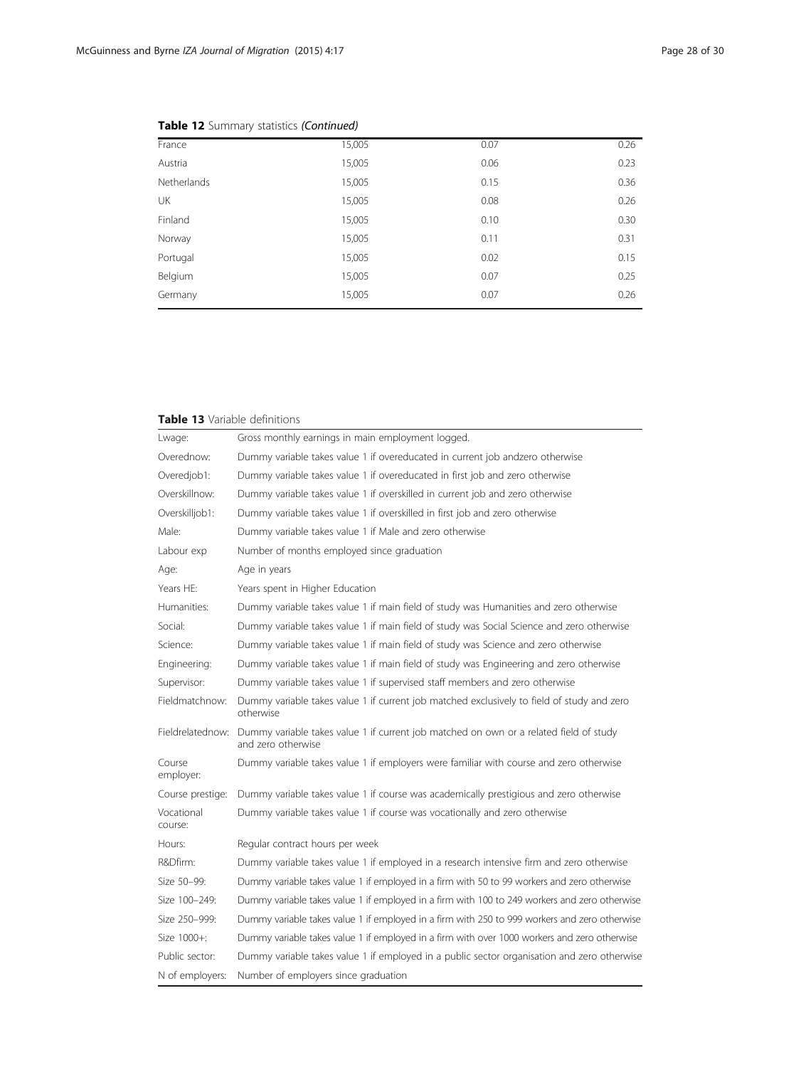**Table 12** Summary statistics *(Continued)*

| | | | |
|---|---|---|---|
| France | 15,005 | 0.07 | 0.26 |
| Austria | 15,005 | 0.06 | 0.23 |
| Netherlands | 15,005 | 0.15 | 0.36 |
| UK | 15,005 | 0.08 | 0.26 |
| Finland | 15,005 | 0.10 | 0.30 |
| Norway | 15,005 | 0.11 | 0.31 |
| Portugal | 15,005 | 0.02 | 0.15 |
| Belgium | 15,005 | 0.07 | 0.25 |
| Germany | 15,005 | 0.07 | 0.26 |

**Table 13** Variable definitions

| | |
|---|---|
| Lwage: | Gross monthly earnings in main employment logged. |
| Overednow: | Dummy variable takes value 1 if overeducated in current job andzero otherwise |
| Overedjob1: | Dummy variable takes value 1 if overeducated in first job and zero otherwise |
| Overskillnow: | Dummy variable takes value 1 if overskilled in current job and zero otherwise |
| Overskilljob1: | Dummy variable takes value 1 if overskilled in first job and zero otherwise |
| Male: | Dummy variable takes value 1 if Male and zero otherwise |
| Labour exp | Number of months employed since graduation |
| Age: | Age in years |
| Years HE: | Years spent in Higher Education |
| Humanities: | Dummy variable takes value 1 if main field of study was Humanities and zero otherwise |
| Social: | Dummy variable takes value 1 if main field of study was Social Science and zero otherwise |
| Science: | Dummy variable takes value 1 if main field of study was Science and zero otherwise |
| Engineering: | Dummy variable takes value 1 if main field of study was Engineering and zero otherwise |
| Supervisor: | Dummy variable takes value 1 if supervised staff members and zero otherwise |
| Fieldmatchnow: | Dummy variable takes value 1 if current job matched exclusively to field of study and zero otherwise |
| Fieldrelatednow: | Dummy variable takes value 1 if current job matched on own or a related field of study and zero otherwise |
| Course employer: | Dummy variable takes value 1 if employers were familiar with course and zero otherwise |
| Course prestige: | Dummy variable takes value 1 if course was academically prestigious and zero otherwise |
| Vocational course: | Dummy variable takes value 1 if course was vocationally and zero otherwise |
| Hours: | Regular contract hours per week |
| R&Dfirm: | Dummy variable takes value 1 if employed in a research intensive firm and zero otherwise |
| Size 50–99: | Dummy variable takes value 1 if employed in a firm with 50 to 99 workers and zero otherwise |
| Size 100–249: | Dummy variable takes value 1 if employed in a firm with 100 to 249 workers and zero otherwise |
| Size 250–999: | Dummy variable takes value 1 if employed in a firm with 250 to 999 workers and zero otherwise |
| Size 1000+: | Dummy variable takes value 1 if employed in a firm with over 1000 workers and zero otherwise |
| Public sector: | Dummy variable takes value 1 if employed in a public sector organisation and zero otherwise |
| N of employers: | Number of employers since graduation |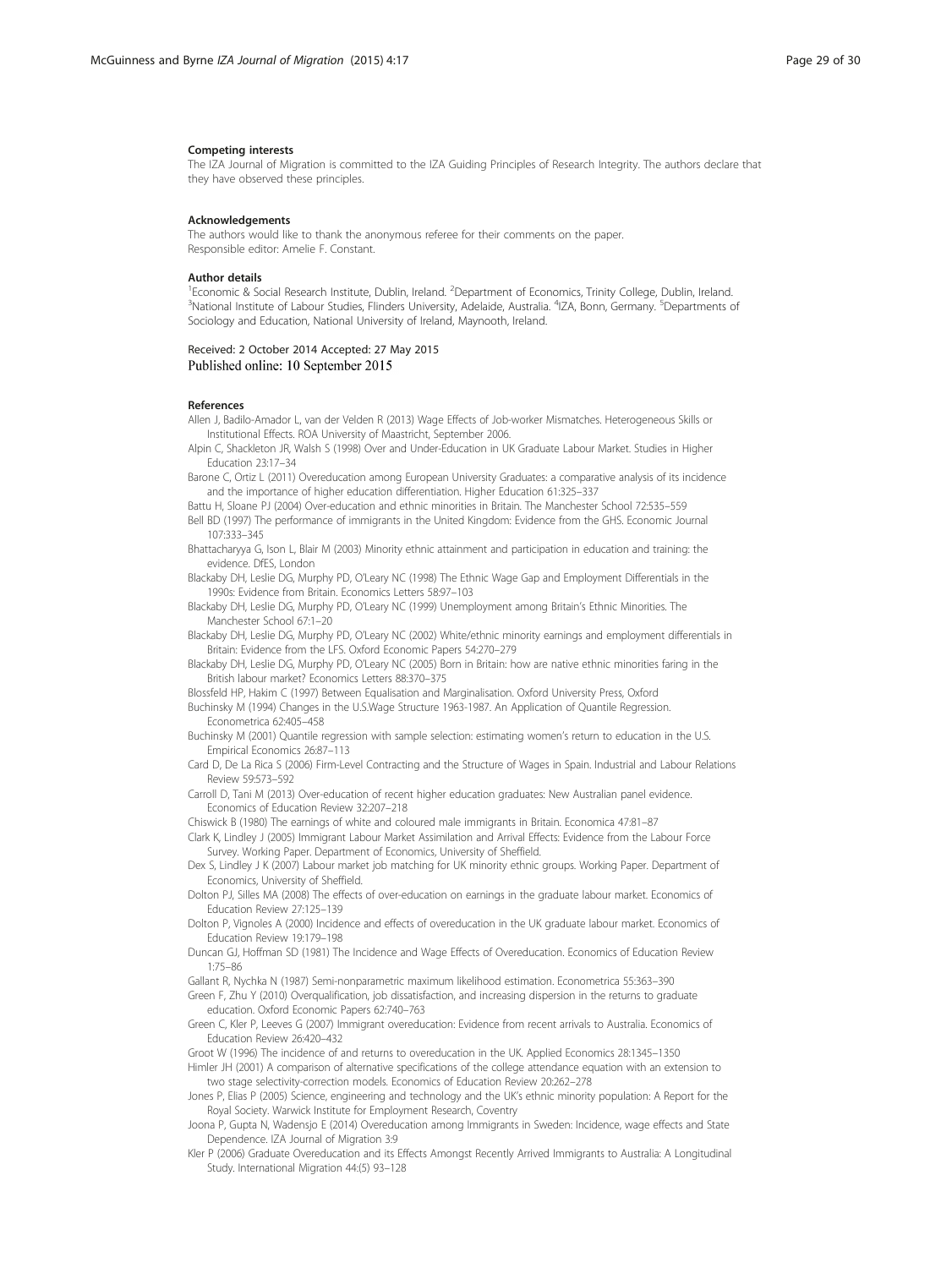#### Competing interests

The IZA Journal of Migration is committed to the IZA Guiding Principles of Research Integrity. The authors declare that they have observed these principles.

#### Acknowledgements

The authors would like to thank the anonymous referee for their comments on the paper.
Responsible editor: Amelie F. Constant.

#### Author details

[1]Economic & Social Research Institute, Dublin, Ireland. [2]Department of Economics, Trinity College, Dublin, Ireland. [3]National Institute of Labour Studies, Flinders University, Adelaide, Australia. [4]IZA, Bonn, Germany. [5]Departments of Sociology and Education, National University of Ireland, Maynooth, Ireland.

Received: 2 October 2014 Accepted: 27 May 2015
Published online: 10 September 2015

#### References

Allen J, Badilo-Amador L, van der Velden R (2013) Wage Effects of Job-worker Mismatches. Heterogeneous Skills or Institutional Effects. ROA University of Maastricht, September 2006.

Alpin C, Shackleton JR, Walsh S (1998) Over and Under-Education in UK Graduate Labour Market. Studies in Higher Education 23:17–34

Barone C, Ortiz L (2011) Overeducation among European University Graduates: a comparative analysis of its incidence and the importance of higher education differentiation. Higher Education 61:325–337

Battu H, Sloane PJ (2004) Over-education and ethnic minorities in Britain. The Manchester School 72:535–559

Bell BD (1997) The performance of immigrants in the United Kingdom: Evidence from the GHS. Economic Journal 107:333–345

Bhattacharyya G, Ison L, Blair M (2003) Minority ethnic attainment and participation in education and training: the evidence. DfES, London

Blackaby DH, Leslie DG, Murphy PD, O'Leary NC (1998) The Ethnic Wage Gap and Employment Differentials in the 1990s: Evidence from Britain. Economics Letters 58:97–103

Blackaby DH, Leslie DG, Murphy PD, O'Leary NC (1999) Unemployment among Britain's Ethnic Minorities. The Manchester School 67:1–20

Blackaby DH, Leslie DG, Murphy PD, O'Leary NC (2002) White/ethnic minority earnings and employment differentials in Britain: Evidence from the LFS. Oxford Economic Papers 54:270–279

Blackaby DH, Leslie DG, Murphy PD, O'Leary NC (2005) Born in Britain: how are native ethnic minorities faring in the British labour market? Economics Letters 88:370–375

Blossfeld HP, Hakim C (1997) Between Equalisation and Marginalisation. Oxford University Press, Oxford

Buchinsky M (1994) Changes in the U.S.Wage Structure 1963-1987. An Application of Quantile Regression. Econometrica 62:405–458

Buchinsky M (2001) Quantile regression with sample selection: estimating women's return to education in the U.S. Empirical Economics 26:87–113

Card D, De La Rica S (2006) Firm-Level Contracting and the Structure of Wages in Spain. Industrial and Labour Relations Review 59:573–592

Carroll D, Tani M (2013) Over-education of recent higher education graduates: New Australian panel evidence. Economics of Education Review 32:207–218

Chiswick B (1980) The earnings of white and coloured male immigrants in Britain. Economica 47:81–87

Clark K, Lindley J (2005) Immigrant Labour Market Assimilation and Arrival Effects: Evidence from the Labour Force Survey. Working Paper. Department of Economics, University of Sheffield.

Dex S, Lindley J K (2007) Labour market job matching for UK minority ethnic groups. Working Paper. Department of Economics, University of Sheffield.

Dolton PJ, Silles MA (2008) The effects of over-education on earnings in the graduate labour market. Economics of Education Review 27:125–139

Dolton P, Vignoles A (2000) Incidence and effects of overeducation in the UK graduate labour market. Economics of Education Review 19:179–198

Duncan GJ, Hoffman SD (1981) The Incidence and Wage Effects of Overeducation. Economics of Education Review 1:75–86

Gallant R, Nychka N (1987) Semi-nonparametric maximum likelihood estimation. Econometrica 55:363–390

Green F, Zhu Y (2010) Overqualification, job dissatisfaction, and increasing dispersion in the returns to graduate education. Oxford Economic Papers 62:740–763

Green C, Kler P, Leeves G (2007) Immigrant overeducation: Evidence from recent arrivals to Australia. Economics of Education Review 26:420–432

Groot W (1996) The incidence of and returns to overeducation in the UK. Applied Economics 28:1345–1350

Himler JH (2001) A comparison of alternative specifications of the college attendance equation with an extension to two stage selectivity-correction models. Economics of Education Review 20:262–278

Jones P, Elias P (2005) Science, engineering and technology and the UK's ethnic minority population: A Report for the Royal Society. Warwick Institute for Employment Research, Coventry

Joona P, Gupta N, Wadensjo E (2014) Overeducation among Immigrants in Sweden: Incidence, wage effects and State Dependence. IZA Journal of Migration 3:9

Kler P (2006) Graduate Overeducation and its Effects Amongst Recently Arrived Immigrants to Australia: A Longitudinal Study. International Migration 44:(5) 93–128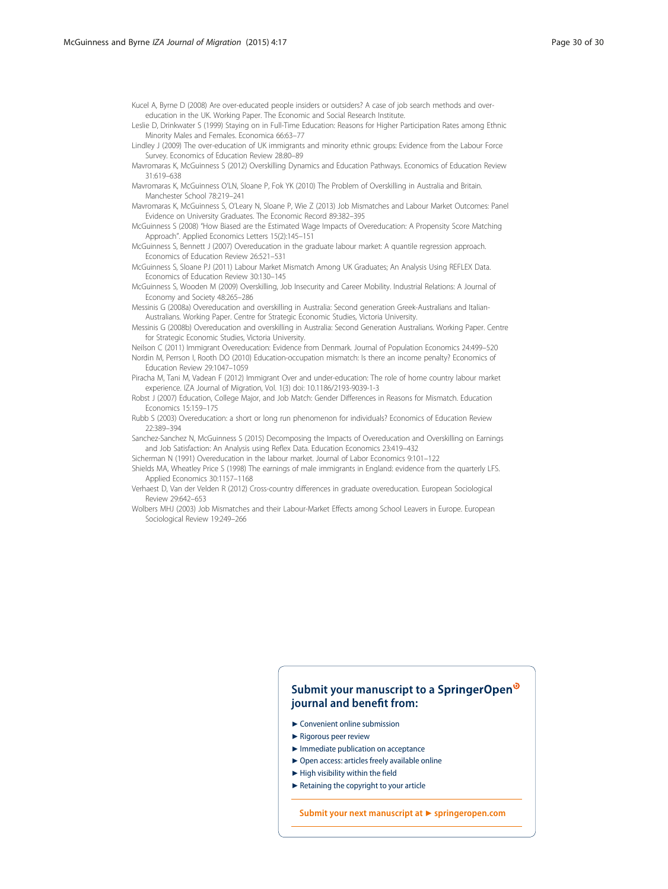Kucel A, Byrne D (2008) Are over-educated people insiders or outsiders? A case of job search methods and over-education in the UK. Working Paper. The Economic and Social Research Institute.

Leslie D, Drinkwater S (1999) Staying on in Full-Time Education: Reasons for Higher Participation Rates among Ethnic Minority Males and Females. Economica 66:63–77

Lindley J (2009) The over-education of UK immigrants and minority ethnic groups: Evidence from the Labour Force Survey. Economics of Education Review 28:80–89

Mavromaras K, McGuinness S (2012) Overskilling Dynamics and Education Pathways. Economics of Education Review 31:619–638

Mavromaras K, McGuinness O'LN, Sloane P, Fok YK (2010) The Problem of Overskilling in Australia and Britain. Manchester School 78:219–241

Mavromaras K, McGuinness S, O'Leary N, Sloane P, Wie Z (2013) Job Mismatches and Labour Market Outcomes: Panel Evidence on University Graduates. The Economic Record 89:382–395

McGuinness S (2008) "How Biased are the Estimated Wage Impacts of Overeducation: A Propensity Score Matching Approach". Applied Economics Letters 15(2):145–151

McGuinness S, Bennett J (2007) Overeducation in the graduate labour market: A quantile regression approach. Economics of Education Review 26:521–531

McGuinness S, Sloane PJ (2011) Labour Market Mismatch Among UK Graduates; An Analysis Using REFLEX Data. Economics of Education Review 30:130–145

McGuinness S, Wooden M (2009) Overskilling, Job Insecurity and Career Mobility. Industrial Relations: A Journal of Economy and Society 48:265–286

Messinis G (2008a) Overeducation and overskilling in Australia: Second generation Greek-Australians and Italian-Australians. Working Paper. Centre for Strategic Economic Studies, Victoria University.

Messinis G (2008b) Overeducation and overskilling in Australia: Second Generation Australians. Working Paper. Centre for Strategic Economic Studies, Victoria University.

Neilson C (2011) Immigrant Overeducation: Evidence from Denmark. Journal of Population Economics 24:499–520

Nordin M, Perrson I, Rooth DO (2010) Education-occupation mismatch: Is there an income penalty? Economics of Education Review 29:1047–1059

Piracha M, Tani M, Vadean F (2012) Immigrant Over and under-education: The role of home country labour market experience. IZA Journal of Migration, Vol. 1(3) doi: 10.1186/2193-9039-1-3

Robst J (2007) Education, College Major, and Job Match: Gender Differences in Reasons for Mismatch. Education Economics 15:159–175

Rubb S (2003) Overeducation: a short or long run phenomenon for individuals? Economics of Education Review 22:389–394

Sanchez-Sanchez N, McGuinness S (2015) Decomposing the Impacts of Overeducation and Overskilling on Earnings and Job Satisfaction: An Analysis using Reflex Data. Education Economics 23:419–432

Sicherman N (1991) Overeducation in the labour market. Journal of Labor Economics 9:101–122

Shields MA, Wheatley Price S (1998) The earnings of male immigrants in England: evidence from the quarterly LFS. Applied Economics 30:1157–1168

Verhaest D, Van der Velden R (2012) Cross-country differences in graduate overeducation. European Sociological Review 29:642–653

Wolbers MHJ (2003) Job Mismatches and their Labour-Market Effects among School Leavers in Europe. European Sociological Review 19:249–266

**Submit your manuscript to a SpringerOpen journal and benefit from:**

- ► Convenient online submission
- ► Rigorous peer review
- ► Immediate publication on acceptance
- ► Open access: articles freely available online
- ► High visibility within the field
- ► Retaining the copyright to your article

**Submit your next manuscript at ► springeropen.com**